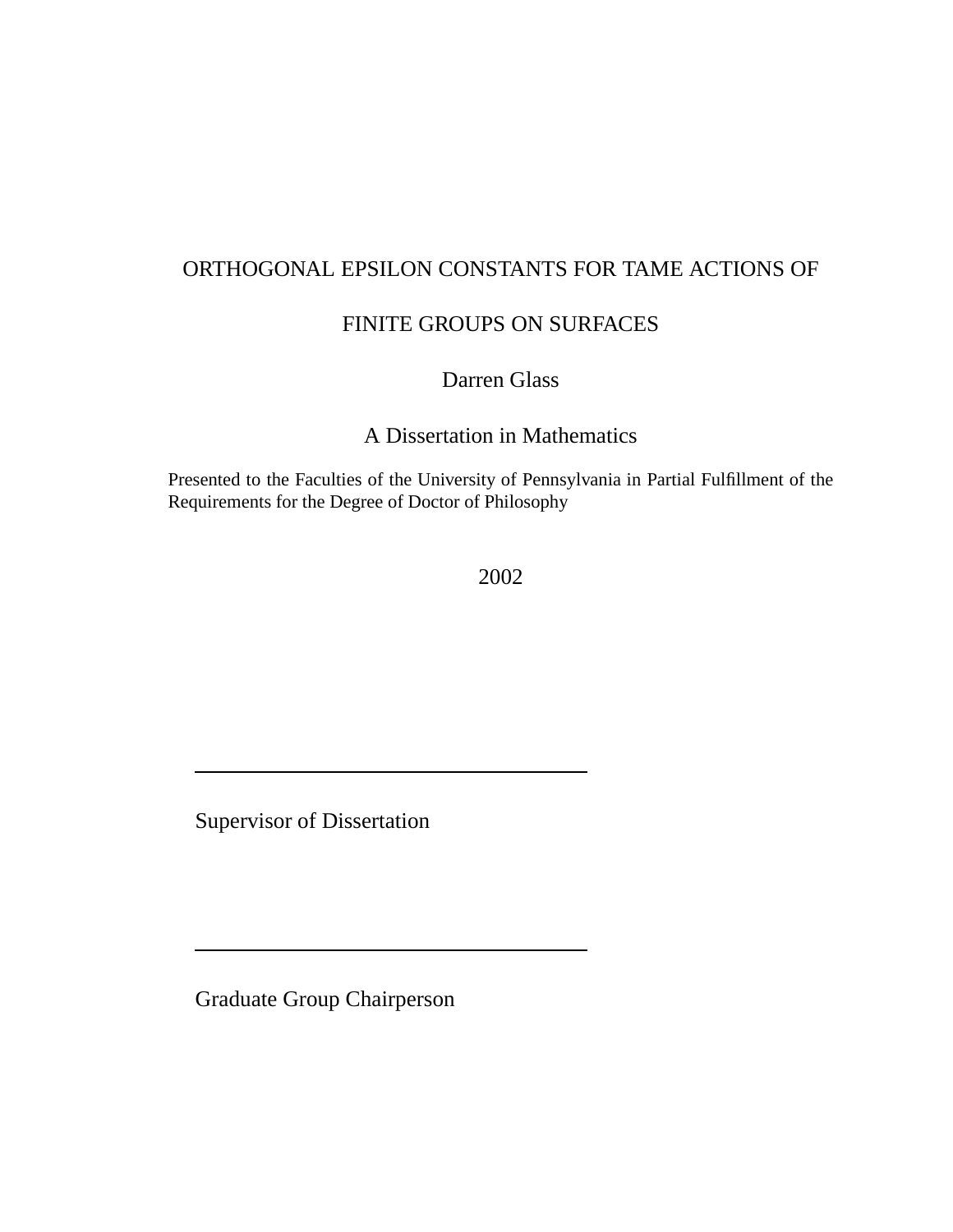# ORTHOGONAL EPSILON CONSTANTS FOR TAME ACTIONS OF FINITE GROUPS ON SURFACES

Darren Glass

A Dissertation in Mathematics

Presented to the Faculties of the University of Pennsylvania in Partial Fulfillment of the Requirements for the Degree of Doctor of Philosophy

2002

---

Supervisor of Dissertation

---

Graduate Group Chairperson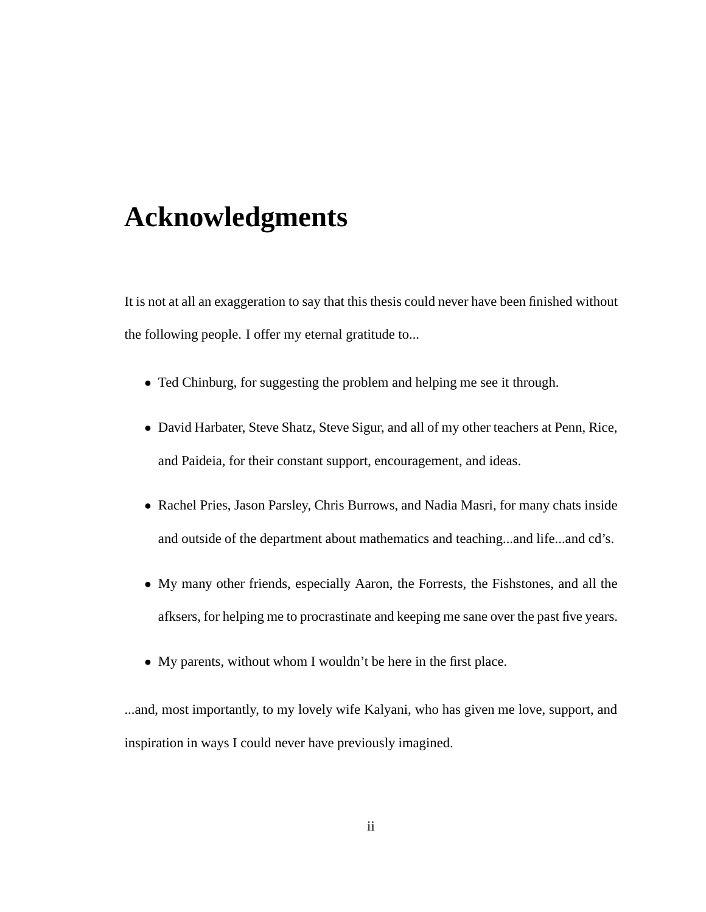# Acknowledgments

It is not at all an exaggeration to say that this thesis could never have been finished without the following people. I offer my eternal gratitude to...

- Ted Chinburg, for suggesting the problem and helping me see it through.
- David Harbater, Steve Shatz, Steve Sigur, and all of my other teachers at Penn, Rice, and Paideia, for their constant support, encouragement, and ideas.
- Rachel Pries, Jason Parsley, Chris Burrows, and Nadia Masri, for many chats inside and outside of the department about mathematics and teaching...and life...and cd's.
- My many other friends, especially Aaron, the Forrests, the Fishstones, and all the afksers, for helping me to procrastinate and keeping me sane over the past five years.
- My parents, without whom I wouldn't be here in the first place.

...and, most importantly, to my lovely wife Kalyani, who has given me love, support, and inspiration in ways I could never have previously imagined.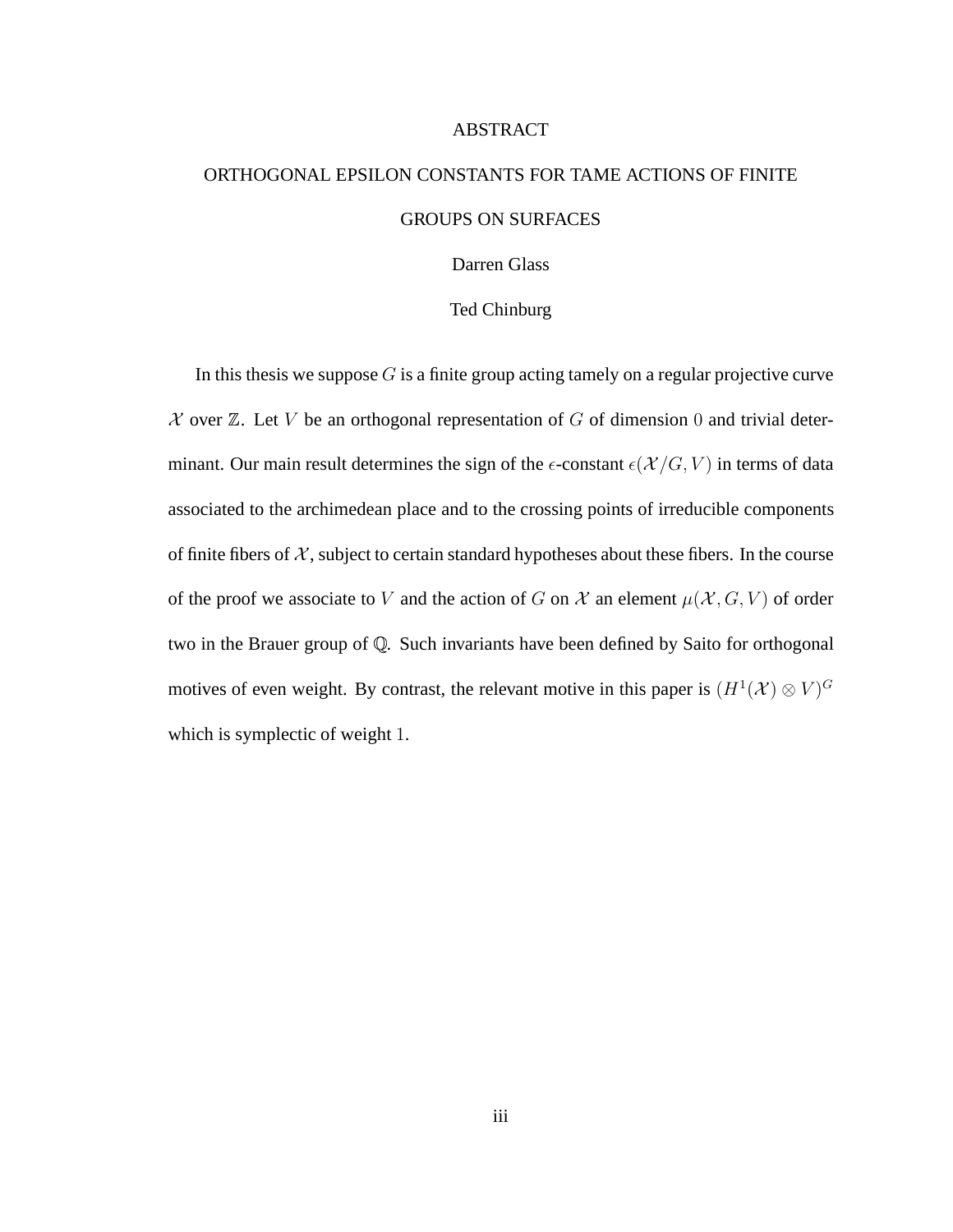# ABSTRACT

## ORTHOGONAL EPSILON CONSTANTS FOR TAME ACTIONS OF FINITE GROUPS ON SURFACES

Darren Glass

Ted Chinburg

In this thesis we suppose $G$ is a finite group acting tamely on a regular projective curve $\mathcal{X}$ over $\mathbb{Z}$. Let $V$ be an orthogonal representation of $G$ of dimension $0$ and trivial determinant. Our main result determines the sign of the $\epsilon$-constant $\epsilon(\mathcal{X}/G, V)$ in terms of data associated to the archimedean place and to the crossing points of irreducible components of finite fibers of $\mathcal{X}$, subject to certain standard hypotheses about these fibers. In the course of the proof we associate to $V$ and the action of $G$ on $\mathcal{X}$ an element $\mu(\mathcal{X}, G, V)$ of order two in the Brauer group of $\mathbb{Q}$. Such invariants have been defined by Saito for orthogonal motives of even weight. By contrast, the relevant motive in this paper is $(H^1(\mathcal{X}) \otimes V)^G$ which is symplectic of weight $1$.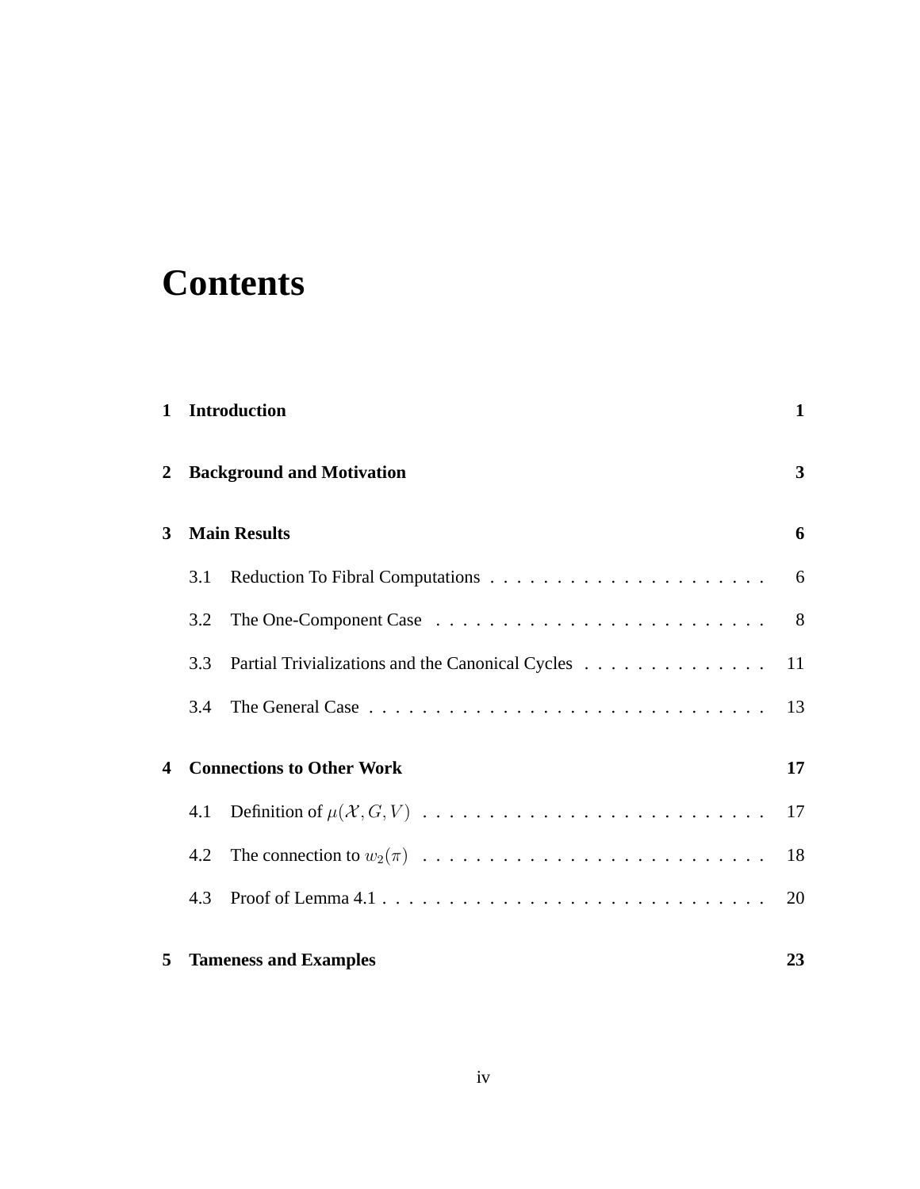# Contents

1 **Introduction** 1

2 **Background and Motivation** 3

3 **Main Results** 6

- 3.1 Reduction To Fibral Computations . . . . . . . . . . . . . . . . . . . . . 6
- 3.2 The One-Component Case . . . . . . . . . . . . . . . . . . . . . . . . . 8
- 3.3 Partial Trivializations and the Canonical Cycles . . . . . . . . . . . . . . 11
- 3.4 The General Case . . . . . . . . . . . . . . . . . . . . . . . . . . . . . . 13

4 **Connections to Other Work** 17

- 4.1 Definition of $\mu(\mathcal{X}, G, V)$ . . . . . . . . . . . . . . . . . . . . . . . . . . 17
- 4.2 The connection to $w_2(\pi)$ . . . . . . . . . . . . . . . . . . . . . . . . . . 18
- 4.3 Proof of Lemma 4.1 . . . . . . . . . . . . . . . . . . . . . . . . . . . . . 20

5 **Tameness and Examples** 23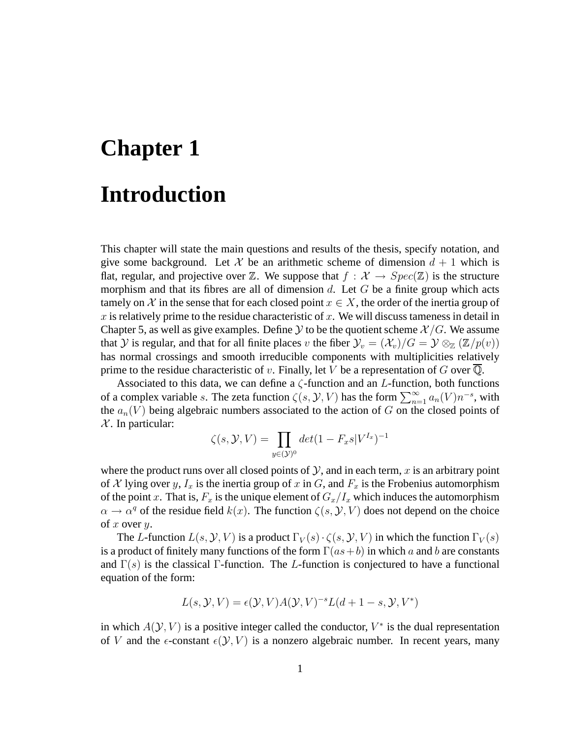# Chapter 1

# Introduction

This chapter will state the main questions and results of the thesis, specify notation, and give some background. Let $\mathcal{X}$ be an arithmetic scheme of dimension $d+1$ which is flat, regular, and projective over $\mathbb{Z}$. We suppose that $f : \mathcal{X} \to Spec(\mathbb{Z})$ is the structure morphism and that its fibres are all of dimension $d$. Let $G$ be a finite group which acts tamely on $\mathcal{X}$ in the sense that for each closed point $x \in X$, the order of the inertia group of $x$ is relatively prime to the residue characteristic of $x$. We will discuss tameness in detail in Chapter 5, as well as give examples. Define $\mathcal{Y}$ to be the quotient scheme $\mathcal{X}/G$. We assume that $\mathcal{Y}$ is regular, and that for all finite places $v$ the fiber $\mathcal{Y}_v = (\mathcal{X}_v)/G = \mathcal{Y} \otimes_{\mathbb{Z}} (\mathbb{Z}/p(v))$ has normal crossings and smooth irreducible components with multiplicities relatively prime to the residue characteristic of $v$. Finally, let $V$ be a representation of $G$ over $\overline{\mathbb{Q}}$.

Associated to this data, we can define a $\zeta$-function and an $L$-function, both functions of a complex variable $s$. The zeta function $\zeta(s, \mathcal{Y}, V)$ has the form $\sum_{n=1}^{\infty} a_n(V) n^{-s}$, with the $a_n(V)$ being algebraic numbers associated to the action of $G$ on the closed points of $\mathcal{X}$. In particular:

$$\zeta(s, \mathcal{Y}, V) = \prod_{y \in (\mathcal{Y})^0} det(1 - F_x s | V^{I_x})^{-1}$$

where the product runs over all closed points of $\mathcal{Y}$, and in each term, $x$ is an arbitrary point of $\mathcal{X}$ lying over $y$, $I_x$ is the inertia group of $x$ in $G$, and $F_x$ is the Frobenius automorphism of the point $x$. That is, $F_x$ is the unique element of $G_x/I_x$ which induces the automorphism $\alpha \to \alpha^q$ of the residue field $k(x)$. The function $\zeta(s, \mathcal{Y}, V)$ does not depend on the choice of $x$ over $y$.

The $L$-function $L(s, \mathcal{Y}, V)$ is a product $\Gamma_V(s) \cdot \zeta(s, \mathcal{Y}, V)$ in which the function $\Gamma_V(s)$ is a product of finitely many functions of the form $\Gamma(as+b)$ in which $a$ and $b$ are constants and $\Gamma(s)$ is the classical $\Gamma$-function. The $L$-function is conjectured to have a functional equation of the form:

$$L(s, \mathcal{Y}, V) = \epsilon(\mathcal{Y}, V) A(\mathcal{Y}, V)^{-s} L(d+1-s, \mathcal{Y}, V^*)$$

in which $A(\mathcal{Y}, V)$ is a positive integer called the conductor, $V^*$ is the dual representation of $V$ and the $\epsilon$-constant $\epsilon(\mathcal{Y}, V)$ is a nonzero algebraic number. In recent years, many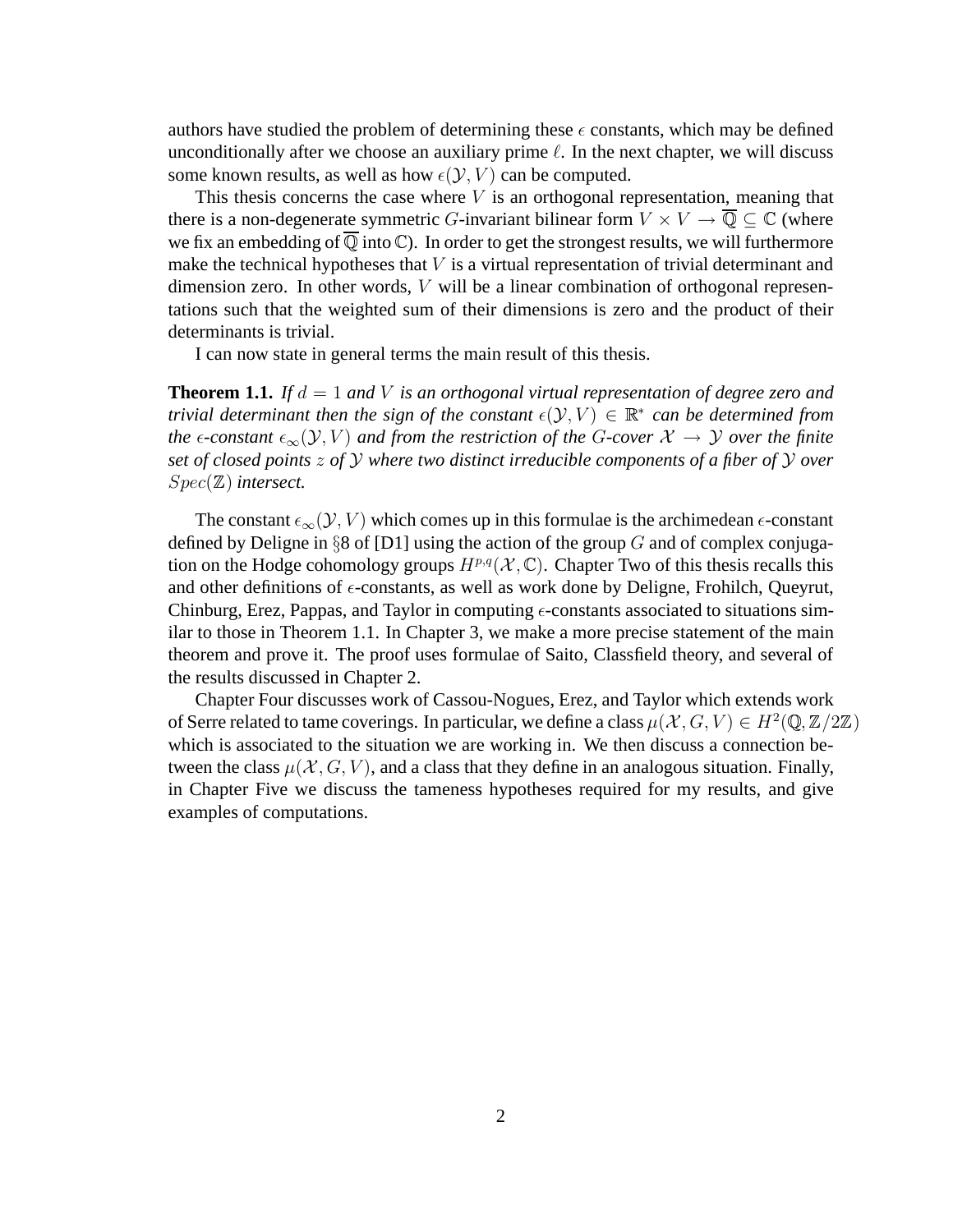authors have studied the problem of determining these $\epsilon$ constants, which may be defined unconditionally after we choose an auxiliary prime $\ell$. In the next chapter, we will discuss some known results, as well as how $\epsilon(\mathcal{Y}, V)$ can be computed.

This thesis concerns the case where $V$ is an orthogonal representation, meaning that there is a non-degenerate symmetric $G$-invariant bilinear form $V \times V \to \overline{\mathbb{Q}} \subseteq \mathbb{C}$ (where we fix an embedding of $\overline{\mathbb{Q}}$ into $\mathbb{C}$). In order to get the strongest results, we will furthermore make the technical hypotheses that $V$ is a virtual representation of trivial determinant and dimension zero. In other words, $V$ will be a linear combination of orthogonal representations such that the weighted sum of their dimensions is zero and the product of their determinants is trivial.

I can now state in general terms the main result of this thesis.

**Theorem 1.1.** *If $d = 1$ and $V$ is an orthogonal virtual representation of degree zero and trivial determinant then the sign of the constant $\epsilon(\mathcal{Y}, V) \in \mathbb{R}^*$ can be determined from the $\epsilon$-constant $\epsilon_\infty(\mathcal{Y}, V)$ and from the restriction of the $G$-cover $\mathcal{X} \to \mathcal{Y}$ over the finite set of closed points $z$ of $\mathcal{Y}$ where two distinct irreducible components of a fiber of $\mathcal{Y}$ over $Spec(\mathbb{Z})$ intersect.*

The constant $\epsilon_\infty(\mathcal{Y}, V)$ which comes up in this formulae is the archimedean $\epsilon$-constant defined by Deligne in §8 of [D1] using the action of the group $G$ and of complex conjugation on the Hodge cohomology groups $H^{p,q}(\mathcal{X}, \mathbb{C})$. Chapter Two of this thesis recalls this and other definitions of $\epsilon$-constants, as well as work done by Deligne, Frohilch, Queyrut, Chinburg, Erez, Pappas, and Taylor in computing $\epsilon$-constants associated to situations similar to those in Theorem 1.1. In Chapter 3, we make a more precise statement of the main theorem and prove it. The proof uses formulae of Saito, Classfield theory, and several of the results discussed in Chapter 2.

Chapter Four discusses work of Cassou-Nogues, Erez, and Taylor which extends work of Serre related to tame coverings. In particular, we define a class $\mu(\mathcal{X}, G, V) \in H^2(\mathbb{Q}, \mathbb{Z}/2\mathbb{Z})$ which is associated to the situation we are working in. We then discuss a connection between the class $\mu(\mathcal{X}, G, V)$, and a class that they define in an analogous situation. Finally, in Chapter Five we discuss the tameness hypotheses required for my results, and give examples of computations.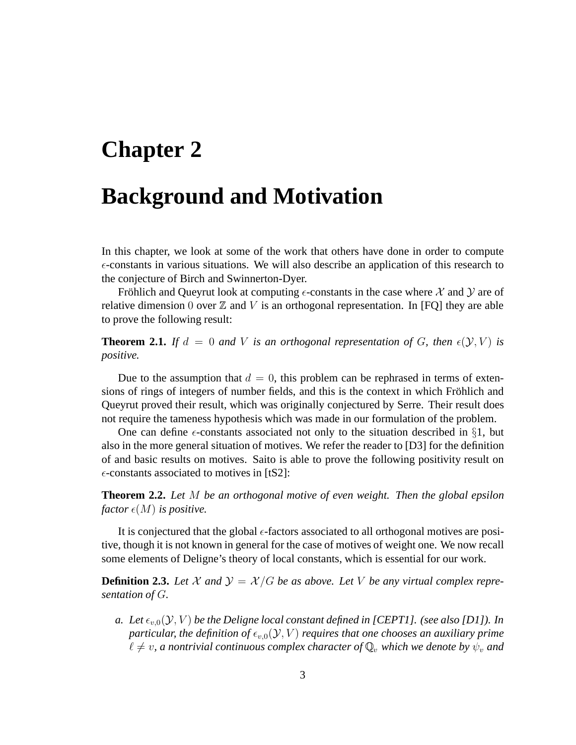# Chapter 2

# Background and Motivation

In this chapter, we look at some of the work that others have done in order to compute $\epsilon$-constants in various situations. We will also describe an application of this research to the conjecture of Birch and Swinnerton-Dyer.

Fröhlich and Queyrut look at computing $\epsilon$-constants in the case where $\mathcal{X}$ and $\mathcal{Y}$ are of relative dimension $0$ over $\mathbb{Z}$ and $V$ is an orthogonal representation. In [FQ] they are able to prove the following result:

**Theorem 2.1.** *If $d = 0$ and $V$ is an orthogonal representation of $G$, then $\epsilon(\mathcal{Y}, V)$ is positive.*

Due to the assumption that $d = 0$, this problem can be rephrased in terms of extensions of rings of integers of number fields, and this is the context in which Fröhlich and Queyrut proved their result, which was originally conjectured by Serre. Their result does not require the tameness hypothesis which was made in our formulation of the problem.

One can define $\epsilon$-constants associated not only to the situation described in §1, but also in the more general situation of motives. We refer the reader to [D3] for the definition of and basic results on motives. Saito is able to prove the following positivity result on $\epsilon$-constants associated to motives in [tS2]:

**Theorem 2.2.** *Let $M$ be an orthogonal motive of even weight. Then the global epsilon factor $\epsilon(M)$ is positive.*

It is conjectured that the global $\epsilon$-factors associated to all orthogonal motives are positive, though it is not known in general for the case of motives of weight one. We now recall some elements of Deligne's theory of local constants, which is essential for our work.

**Definition 2.3.** *Let $\mathcal{X}$ and $\mathcal{Y} = \mathcal{X}/G$ be as above. Let $V$ be any virtual complex representation of $G$.*

*a. Let $\epsilon_{v,0}(\mathcal{Y}, V)$ be the Deligne local constant defined in [CEPT1]. (see also [D1]). In particular, the definition of $\epsilon_{v,0}(\mathcal{Y}, V)$ requires that one chooses an auxiliary prime $\ell \neq v$, a nontrivial continuous complex character of $\mathbb{Q}_v$ which we denote by $\psi_v$ and*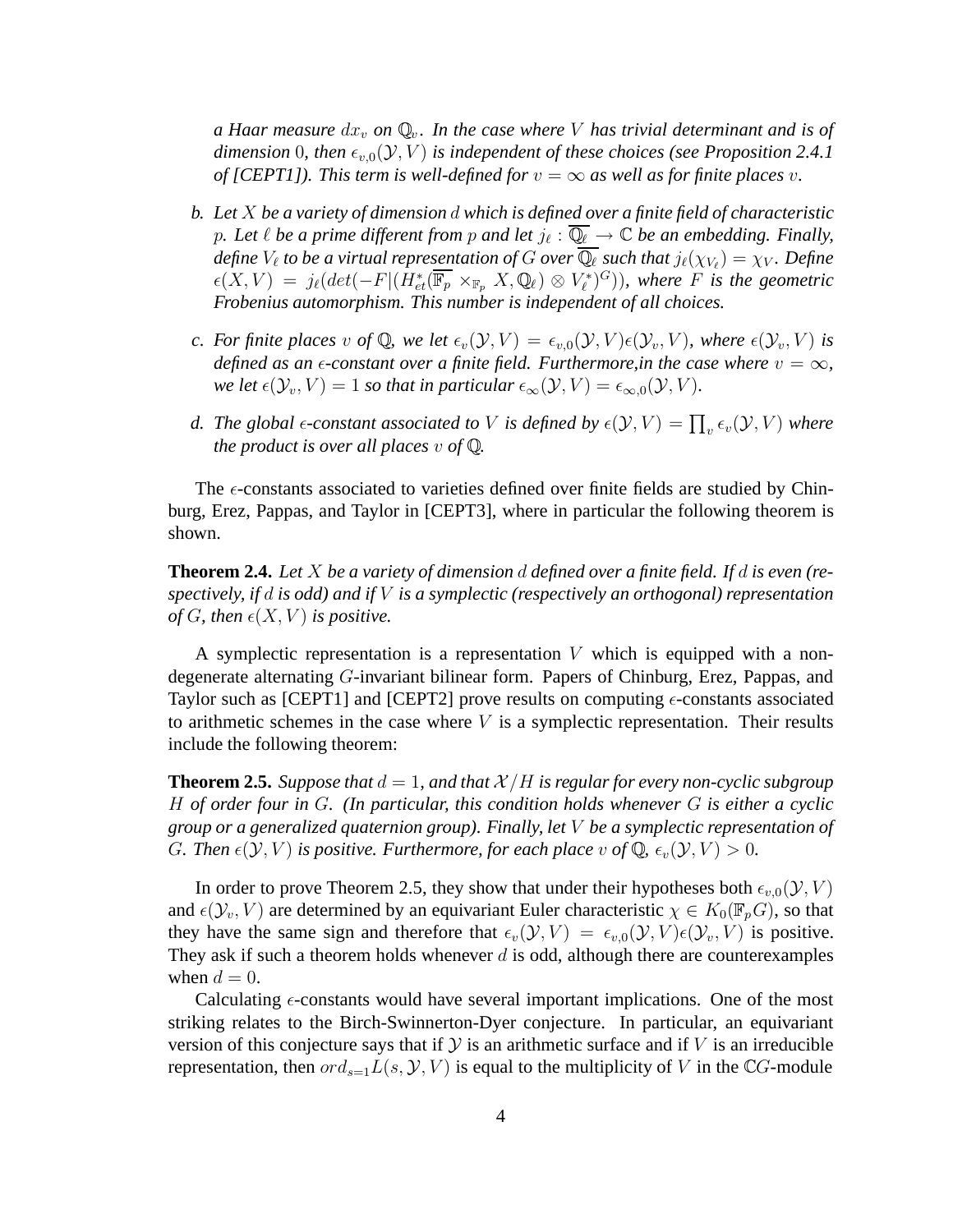*a Haar measure $dx_v$ on $\mathbb{Q}_v$. In the case where $V$ has trivial determinant and is of dimension 0, then $\epsilon_{v,0}(\mathcal{Y}, V)$ is independent of these choices (see Proposition 2.4.1 of [CEPT1]). This term is well-defined for $v = \infty$ as well as for finite places $v$.*

b. *Let $X$ be a variety of dimension $d$ which is defined over a finite field of characteristic $p$. Let $\ell$ be a prime different from $p$ and let $j_\ell : \overline{\mathbb{Q}_\ell} \to \mathbb{C}$ be an embedding. Finally, define $V_\ell$ to be a virtual representation of $G$ over $\overline{\mathbb{Q}_\ell}$ such that $j_\ell(\chi_{V_\ell}) = \chi_V$. Define $\epsilon(X, V) = j_\ell(det(-F|(H^*_{et}(\overline{\mathbb{F}_p} \times_{\mathbb{F}_p} X, \mathbb{Q}_\ell) \otimes V_\ell^*)^G))$, where $F$ is the geometric Frobenius automorphism. This number is independent of all choices.*

c. *For finite places $v$ of $\mathbb{Q}$, we let $\epsilon_v(\mathcal{Y}, V) = \epsilon_{v,0}(\mathcal{Y}, V)\epsilon(\mathcal{Y}_v, V)$, where $\epsilon(\mathcal{Y}_v, V)$ is defined as an $\epsilon$-constant over a finite field. Furthermore,in the case where $v = \infty$, we let $\epsilon(\mathcal{Y}_v, V) = 1$ so that in particular $\epsilon_\infty(\mathcal{Y}, V) = \epsilon_{\infty,0}(\mathcal{Y}, V)$.*

d. *The global $\epsilon$-constant associated to $V$ is defined by $\epsilon(\mathcal{Y}, V) = \prod_v \epsilon_v(\mathcal{Y}, V)$ where the product is over all places $v$ of $\mathbb{Q}$.*

The $\epsilon$-constants associated to varieties defined over finite fields are studied by Chinburg, Erez, Pappas, and Taylor in [CEPT3], where in particular the following theorem is shown.

**Theorem 2.4.** *Let $X$ be a variety of dimension $d$ defined over a finite field. If $d$ is even (respectively, if $d$ is odd) and if $V$ is a symplectic (respectively an orthogonal) representation of $G$, then $\epsilon(X, V)$ is positive.*

A symplectic representation is a representation $V$ which is equipped with a non-degenerate alternating $G$-invariant bilinear form. Papers of Chinburg, Erez, Pappas, and Taylor such as [CEPT1] and [CEPT2] prove results on computing $\epsilon$-constants associated to arithmetic schemes in the case where $V$ is a symplectic representation. Their results include the following theorem:

**Theorem 2.5.** *Suppose that $d = 1$, and that $\mathcal{X}/H$ is regular for every non-cyclic subgroup $H$ of order four in $G$. (In particular, this condition holds whenever $G$ is either a cyclic group or a generalized quaternion group). Finally, let $V$ be a symplectic representation of $G$. Then $\epsilon(\mathcal{Y}, V)$ is positive. Furthermore, for each place $v$ of $\mathbb{Q}$, $\epsilon_v(\mathcal{Y}, V) > 0$.*

In order to prove Theorem 2.5, they show that under their hypotheses both $\epsilon_{v,0}(\mathcal{Y}, V)$ and $\epsilon(\mathcal{Y}_v, V)$ are determined by an equivariant Euler characteristic $\chi \in K_0(\mathbb{F}_p G)$, so that they have the same sign and therefore that $\epsilon_v(\mathcal{Y}, V) = \epsilon_{v,0}(\mathcal{Y}, V)\epsilon(\mathcal{Y}_v, V)$ is positive. They ask if such a theorem holds whenever $d$ is odd, although there are counterexamples when $d = 0$.

Calculating $\epsilon$-constants would have several important implications. One of the most striking relates to the Birch-Swinnerton-Dyer conjecture. In particular, an equivariant version of this conjecture says that if $\mathcal{Y}$ is an arithmetic surface and if $V$ is an irreducible representation, then $ord_{s=1}L(s, \mathcal{Y}, V)$ is equal to the multiplicity of $V$ in the $\mathbb{C}G$-module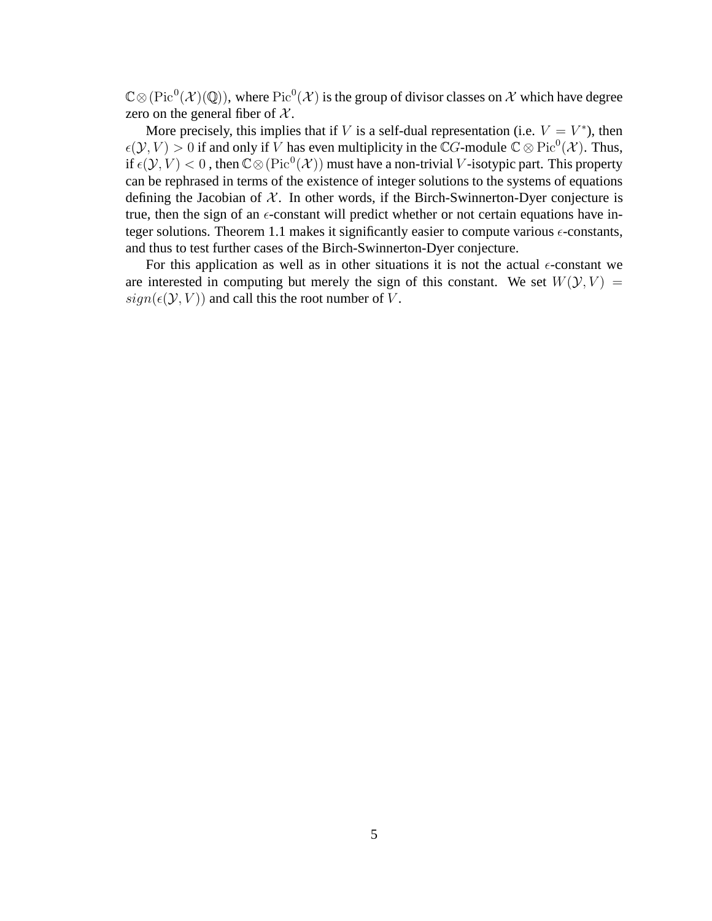$\mathbb{C} \otimes (\mathrm{Pic}^0(\mathcal{X})(\mathbb{Q}))$, where $\mathrm{Pic}^0(\mathcal{X})$ is the group of divisor classes on $\mathcal{X}$ which have degree zero on the general fiber of $\mathcal{X}$.

More precisely, this implies that if $V$ is a self-dual representation (i.e. $V = V^*$), then $\epsilon(\mathcal{Y}, V) > 0$ if and only if $V$ has even multiplicity in the $\mathbb{C}G$-module $\mathbb{C} \otimes \mathrm{Pic}^0(\mathcal{X})$. Thus, if $\epsilon(\mathcal{Y}, V) < 0$ , then $\mathbb{C} \otimes (\mathrm{Pic}^0(\mathcal{X}))$ must have a non-trivial $V$-isotypic part. This property can be rephrased in terms of the existence of integer solutions to the systems of equations defining the Jacobian of $\mathcal{X}$. In other words, if the Birch-Swinnerton-Dyer conjecture is true, then the sign of an $\epsilon$-constant will predict whether or not certain equations have integer solutions. Theorem 1.1 makes it significantly easier to compute various $\epsilon$-constants, and thus to test further cases of the Birch-Swinnerton-Dyer conjecture.

For this application as well as in other situations it is not the actual $\epsilon$-constant we are interested in computing but merely the sign of this constant. We set $W(\mathcal{Y}, V) = sign(\epsilon(\mathcal{Y}, V))$ and call this the root number of $V$.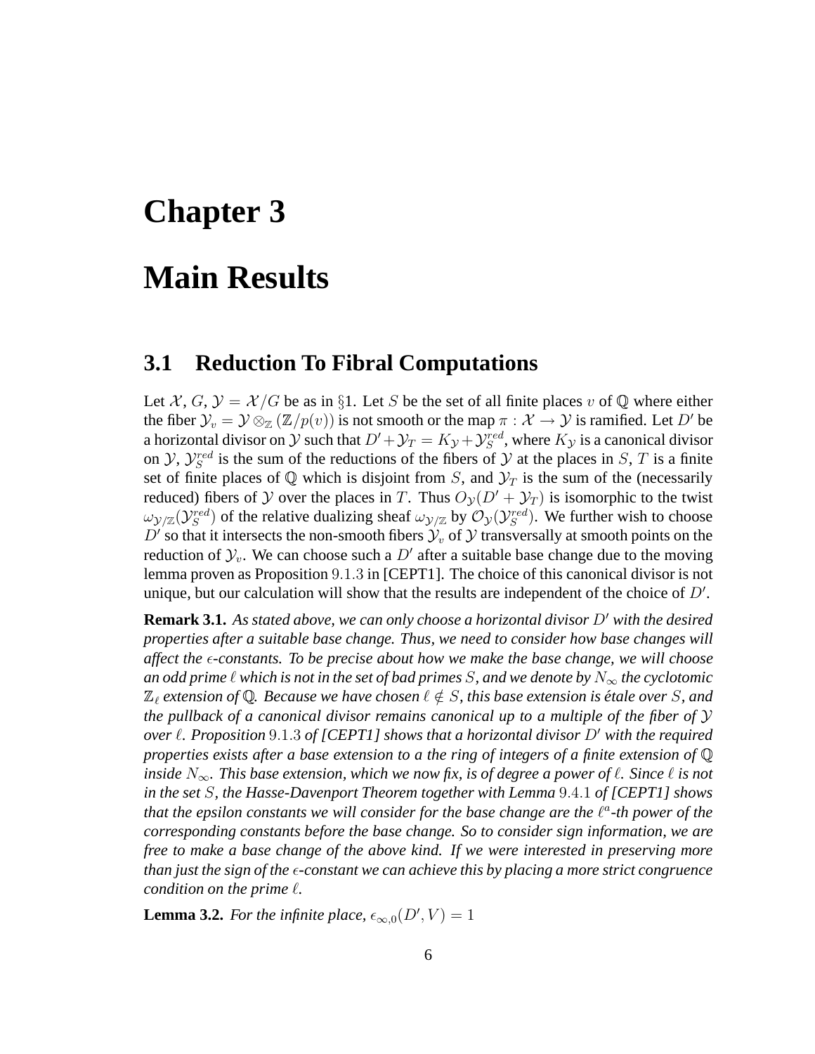# Chapter 3

# Main Results

## 3.1 Reduction To Fibral Computations

Let $\mathcal{X}$, $G$, $\mathcal{Y} = \mathcal{X}/G$ be as in §1. Let $S$ be the set of all finite places $v$ of $\mathbb{Q}$ where either the fiber $\mathcal{Y}_v = \mathcal{Y} \otimes_{\mathbb{Z}} (\mathbb{Z}/p(v))$ is not smooth or the map $\pi : \mathcal{X} \to \mathcal{Y}$ is ramified. Let $D'$ be a horizontal divisor on $\mathcal{Y}$ such that $D' + \mathcal{Y}_T = K_{\mathcal{Y}} + \mathcal{Y}_S^{red}$, where $K_{\mathcal{Y}}$ is a canonical divisor on $\mathcal{Y}$, $\mathcal{Y}_S^{red}$ is the sum of the reductions of the fibers of $\mathcal{Y}$ at the places in $S$, $T$ is a finite set of finite places of $\mathbb{Q}$ which is disjoint from $S$, and $\mathcal{Y}_T$ is the sum of the (necessarily reduced) fibers of $\mathcal{Y}$ over the places in $T$. Thus $O_{\mathcal{Y}}(D' + \mathcal{Y}_T)$ is isomorphic to the twist $\omega_{\mathcal{Y}/\mathbb{Z}}(\mathcal{Y}_S^{red})$ of the relative dualizing sheaf $\omega_{\mathcal{Y}/\mathbb{Z}}$ by $\mathcal{O}_{\mathcal{Y}}(\mathcal{Y}_S^{red})$. We further wish to choose $D'$ so that it intersects the non-smooth fibers $\mathcal{Y}_v$ of $\mathcal{Y}$ transversally at smooth points on the reduction of $\mathcal{Y}_v$. We can choose such a $D'$ after a suitable base change due to the moving lemma proven as Proposition 9.1.3 in [CEPT1]. The choice of this canonical divisor is not unique, but our calculation will show that the results are independent of the choice of $D'$.

**Remark 3.1.** *As stated above, we can only choose a horizontal divisor $D'$ with the desired properties after a suitable base change. Thus, we need to consider how base changes will affect the $\epsilon$-constants. To be precise about how we make the base change, we will choose an odd prime $\ell$ which is not in the set of bad primes $S$, and we denote by $N_\infty$ the cyclotomic $\mathbb{Z}_\ell$ extension of $\mathbb{Q}$. Because we have chosen $\ell \notin S$, this base extension is étale over $S$, and the pullback of a canonical divisor remains canonical up to a multiple of the fiber of $\mathcal{Y}$ over $\ell$. Proposition 9.1.3 of [CEPT1] shows that a horizontal divisor $D'$ with the required properties exists after a base extension to a the ring of integers of a finite extension of $\mathbb{Q}$ inside $N_\infty$. This base extension, which we now fix, is of degree a power of $\ell$. Since $\ell$ is not in the set $S$, the Hasse-Davenport Theorem together with Lemma 9.4.1 of [CEPT1] shows that the epsilon constants we will consider for the base change are the $\ell^a$-th power of the corresponding constants before the base change. So to consider sign information, we are free to make a base change of the above kind. If we were interested in preserving more than just the sign of the $\epsilon$-constant we can achieve this by placing a more strict congruence condition on the prime $\ell$.*

**Lemma 3.2.** *For the infinite place, $\epsilon_{\infty,0}(D', V) = 1$*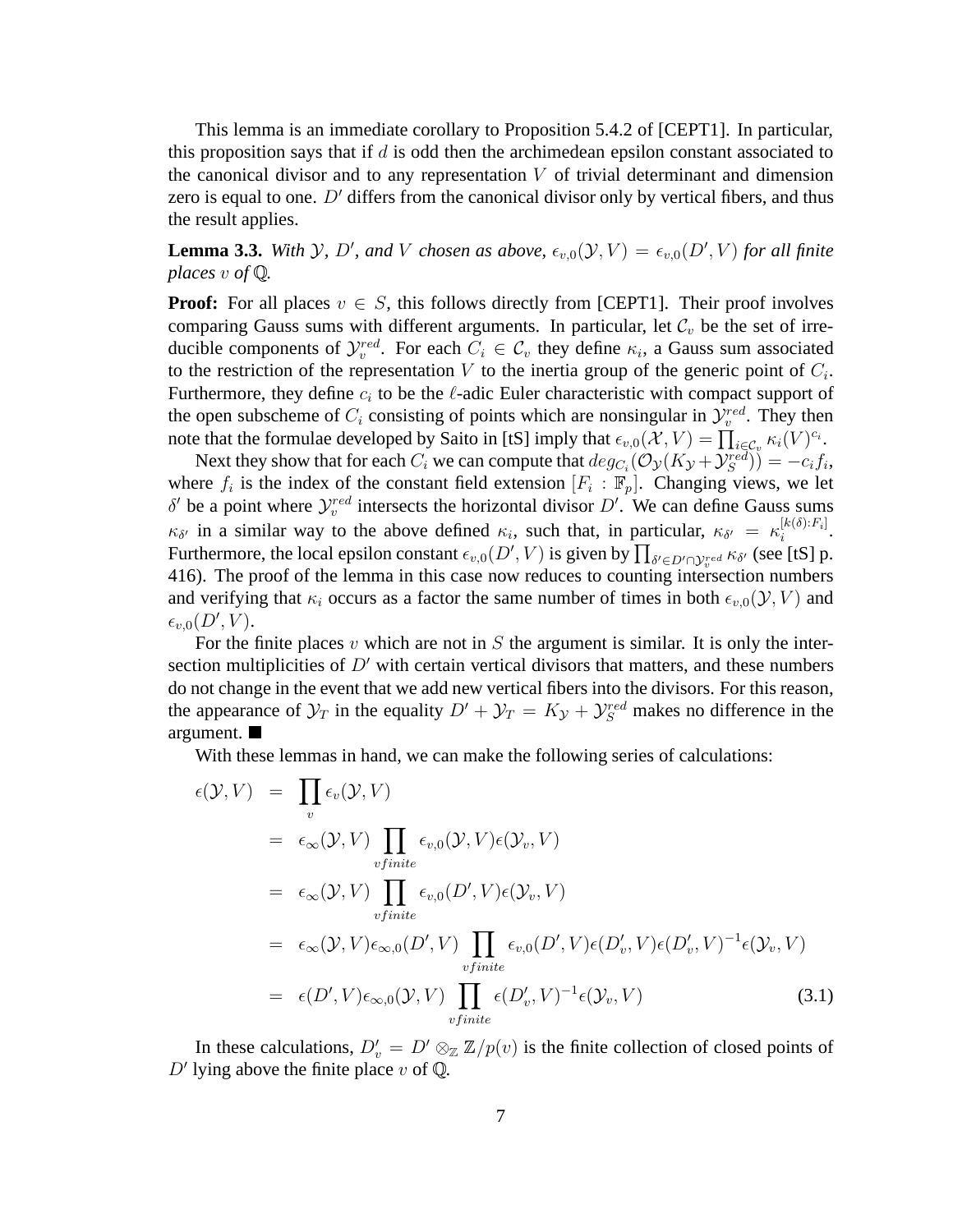This lemma is an immediate corollary to Proposition 5.4.2 of [CEPT1]. In particular, this proposition says that if $d$ is odd then the archimedean epsilon constant associated to the canonical divisor and to any representation $V$ of trivial determinant and dimension zero is equal to one. $D'$ differs from the canonical divisor only by vertical fibers, and thus the result applies.

**Lemma 3.3.** *With $\mathcal{Y}$, $D'$, and $V$ chosen as above, $\epsilon_{v,0}(\mathcal{Y}, V) = \epsilon_{v,0}(D', V)$ for all finite places $v$ of $\mathbb{Q}$.*

**Proof:** For all places $v \in S$, this follows directly from [CEPT1]. Their proof involves comparing Gauss sums with different arguments. In particular, let $\mathcal{C}_v$ be the set of irreducible components of $\mathcal{Y}_v^{red}$. For each $C_i \in \mathcal{C}_v$ they define $\kappa_i$, a Gauss sum associated to the restriction of the representation $V$ to the inertia group of the generic point of $C_i$. Furthermore, they define $c_i$ to be the $\ell$-adic Euler characteristic with compact support of the open subscheme of $C_i$ consisting of points which are nonsingular in $\mathcal{Y}_v^{red}$. They then note that the formulae developed by Saito in [tS] imply that $\epsilon_{v,0}(\mathcal{X}, V) = \prod_{i \in \mathcal{C}_v} \kappa_i(V)^{c_i}$.

Next they show that for each $C_i$ we can compute that $deg_{C_i}(\mathcal{O}_{\mathcal{Y}}(K_{\mathcal{Y}} + \mathcal{Y}_S^{red})) = -c_i f_i$, where $f_i$ is the index of the constant field extension $[F_i : \mathbb{F}_p]$. Changing views, we let $\delta'$ be a point where $\mathcal{Y}_v^{red}$ intersects the horizontal divisor $D'$. We can define Gauss sums $\kappa_{\delta'}$ in a similar way to the above defined $\kappa_i$, such that, in particular, $\kappa_{\delta'} = \kappa_i^{[k(\delta):F_i]}$. Furthermore, the local epsilon constant $\epsilon_{v,0}(D', V)$ is given by $\prod_{\delta' \in D' \cap \mathcal{Y}_v^{red}} \kappa_{\delta'}$ (see [tS] p. 416). The proof of the lemma in this case now reduces to counting intersection numbers and verifying that $\kappa_i$ occurs as a factor the same number of times in both $\epsilon_{v,0}(\mathcal{Y}, V)$ and $\epsilon_{v,0}(D', V)$.

For the finite places $v$ which are not in $S$ the argument is similar. It is only the intersection multiplicities of $D'$ with certain vertical divisors that matters, and these numbers do not change in the event that we add new vertical fibers into the divisors. For this reason, the appearance of $\mathcal{Y}_T$ in the equality $D' + \mathcal{Y}_T = K_{\mathcal{Y}} + \mathcal{Y}_S^{red}$ makes no difference in the argument. ■

With these lemmas in hand, we can make the following series of calculations:

$$
\begin{aligned}
\epsilon(\mathcal{Y}, V) &= \prod_v \epsilon_v(\mathcal{Y}, V) \\
&= \epsilon_\infty(\mathcal{Y}, V) \prod_{v finite} \epsilon_{v,0}(\mathcal{Y}, V)\epsilon(\mathcal{Y}_v, V) \\
&= \epsilon_\infty(\mathcal{Y}, V) \prod_{v finite} \epsilon_{v,0}(D', V)\epsilon(\mathcal{Y}_v, V) \\
&= \epsilon_\infty(\mathcal{Y}, V)\epsilon_{\infty,0}(D', V) \prod_{v finite} \epsilon_{v,0}(D', V)\epsilon(D'_v, V)\epsilon(D'_v, V)^{-1}\epsilon(\mathcal{Y}_v, V) \\
&= \epsilon(D', V)\epsilon_{\infty,0}(\mathcal{Y}, V) \prod_{v finite} \epsilon(D'_v, V)^{-1}\epsilon(\mathcal{Y}_v, V) \qquad (3.1)
\end{aligned}
$$

In these calculations, $D'_v = D' \otimes_{\mathbb{Z}} \mathbb{Z}/p(v)$ is the finite collection of closed points of $D'$ lying above the finite place $v$ of $\mathbb{Q}$.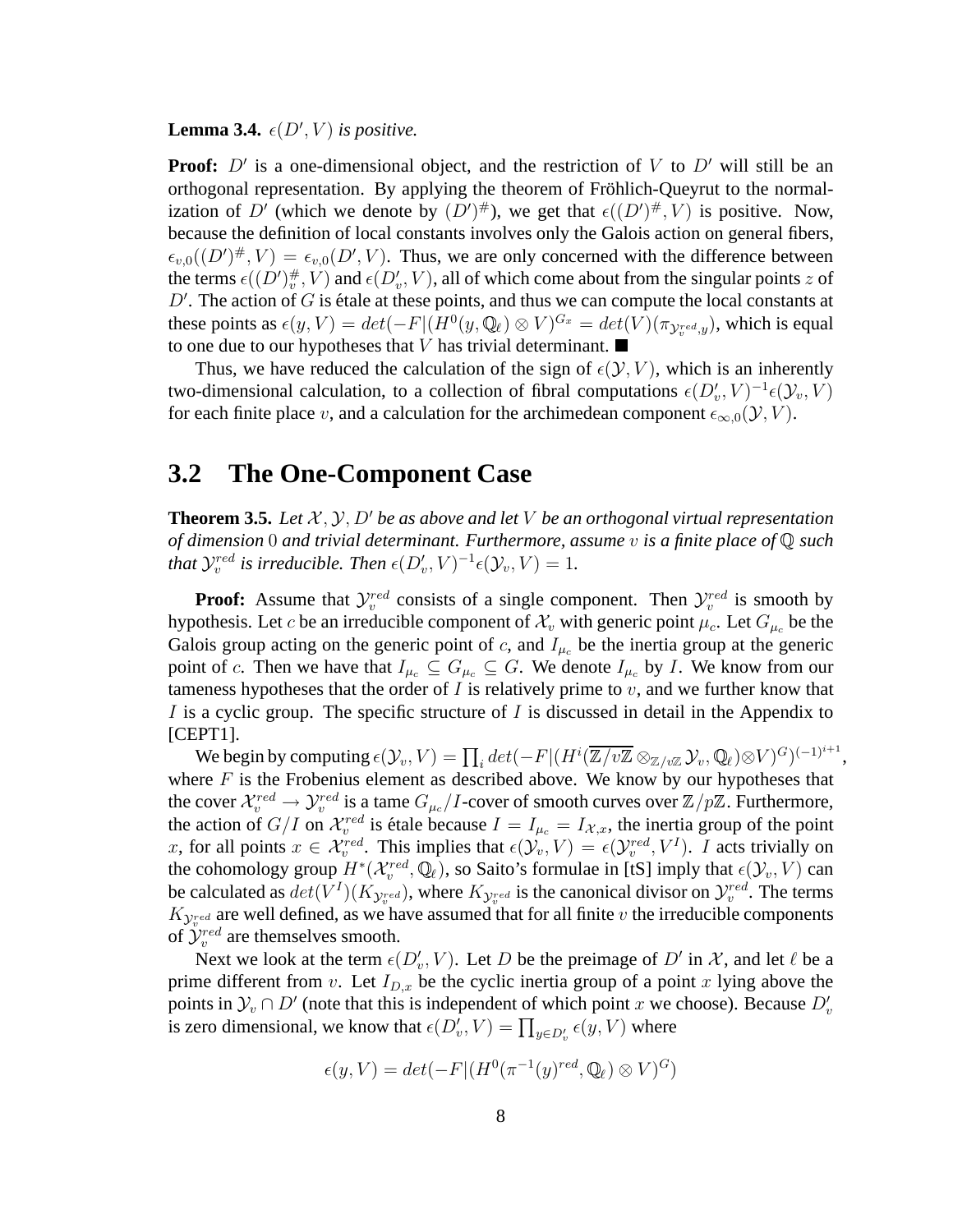**Lemma 3.4.** *$\epsilon(D', V)$ is positive.*

**Proof:** $D'$ is a one-dimensional object, and the restriction of $V$ to $D'$ will still be an orthogonal representation. By applying the theorem of Fröhlich-Queyrut to the normalization of $D'$ (which we denote by $(D')^{\#}$), we get that $\epsilon((D')^{\#}, V)$ is positive. Now, because the definition of local constants involves only the Galois action on general fibers, $\epsilon_{v,0}((D')^{\#}, V) = \epsilon_{v,0}(D', V)$. Thus, we are only concerned with the difference between the terms $\epsilon((D')^{\#}_v, V)$ and $\epsilon(D'_v, V)$, all of which come about from the singular points $z$ of $D'$. The action of $G$ is étale at these points, and thus we can compute the local constants at these points as $\epsilon(y, V) = det(-F|(H^0(y, \mathbb{Q}_\ell) \otimes V)^{G_x} = det(V)(\pi_{\mathcal{Y}_v^{red}, y})$, which is equal to one due to our hypotheses that $V$ has trivial determinant. ■

Thus, we have reduced the calculation of the sign of $\epsilon(\mathcal{Y}, V)$, which is an inherently two-dimensional calculation, to a collection of fibral computations $\epsilon(D'_v, V)^{-1}\epsilon(\mathcal{Y}_v, V)$ for each finite place $v$, and a calculation for the archimedean component $\epsilon_{\infty,0}(\mathcal{Y}, V)$.

## 3.2 The One-Component Case

**Theorem 3.5.** *Let $\mathcal{X}, \mathcal{Y}, D'$ be as above and let $V$ be an orthogonal virtual representation of dimension $0$ and trivial determinant. Furthermore, assume $v$ is a finite place of $\mathbb{Q}$ such that $\mathcal{Y}_v^{red}$ is irreducible. Then $\epsilon(D'_v, V)^{-1}\epsilon(\mathcal{Y}_v, V) = 1$.*

**Proof:** Assume that $\mathcal{Y}_v^{red}$ consists of a single component. Then $\mathcal{Y}_v^{red}$ is smooth by hypothesis. Let $c$ be an irreducible component of $\mathcal{X}_v$ with generic point $\mu_c$. Let $G_{\mu_c}$ be the Galois group acting on the generic point of $c$, and $I_{\mu_c}$ be the inertia group at the generic point of $c$. Then we have that $I_{\mu_c} \subseteq G_{\mu_c} \subseteq G$. We denote $I_{\mu_c}$ by $I$. We know from our tameness hypotheses that the order of $I$ is relatively prime to $v$, and we further know that $I$ is a cyclic group. The specific structure of $I$ is discussed in detail in the Appendix to [CEPT1].

We begin by computing $\epsilon(\mathcal{Y}_v, V) = \prod_i det(-F|(H^i(\overline{\mathbb{Z}/v\mathbb{Z}} \otimes_{\mathbb{Z}/v\mathbb{Z}} \mathcal{Y}_v, \mathbb{Q}_\ell) \otimes V)^G)^{(-1)^{i+1}}$, where $F$ is the Frobenius element as described above. We know by our hypotheses that the cover $\mathcal{X}_v^{red} \to \mathcal{Y}_v^{red}$ is a tame $G_{\mu_c}/I$-cover of smooth curves over $\mathbb{Z}/p\mathbb{Z}$. Furthermore, the action of $G/I$ on $\mathcal{X}_v^{red}$ is étale because $I = I_{\mu_c} = I_{\mathcal{X},x}$, the inertia group of the point $x$, for all points $x \in \mathcal{X}_v^{red}$. This implies that $\epsilon(\mathcal{Y}_v, V) = \epsilon(\mathcal{Y}_v^{red}, V^I)$. $I$ acts trivially on the cohomology group $H^*(\mathcal{X}_v^{red}, \mathbb{Q}_\ell)$, so Saito's formulae in [tS] imply that $\epsilon(\mathcal{Y}_v, V)$ can be calculated as $det(V^I)(K_{\mathcal{Y}_v^{red}})$, where $K_{\mathcal{Y}_v^{red}}$ is the canonical divisor on $\mathcal{Y}_v^{red}$. The terms $K_{\mathcal{Y}_v^{red}}$ are well defined, as we have assumed that for all finite $v$ the irreducible components of $\mathcal{Y}_v^{red}$ are themselves smooth.

Next we look at the term $\epsilon(D'_v, V)$. Let $D$ be the preimage of $D'$ in $\mathcal{X}$, and let $\ell$ be a prime different from $v$. Let $I_{D,x}$ be the cyclic inertia group of a point $x$ lying above the points in $\mathcal{Y}_v \cap D'$ (note that this is independent of which point $x$ we choose). Because $D'_v$ is zero dimensional, we know that $\epsilon(D'_v, V) = \prod_{y \in D'_v} \epsilon(y, V)$ where

$$\epsilon(y, V) = det(-F|(H^0(\pi^{-1}(y)^{red}, \mathbb{Q}_\ell) \otimes V)^G)$$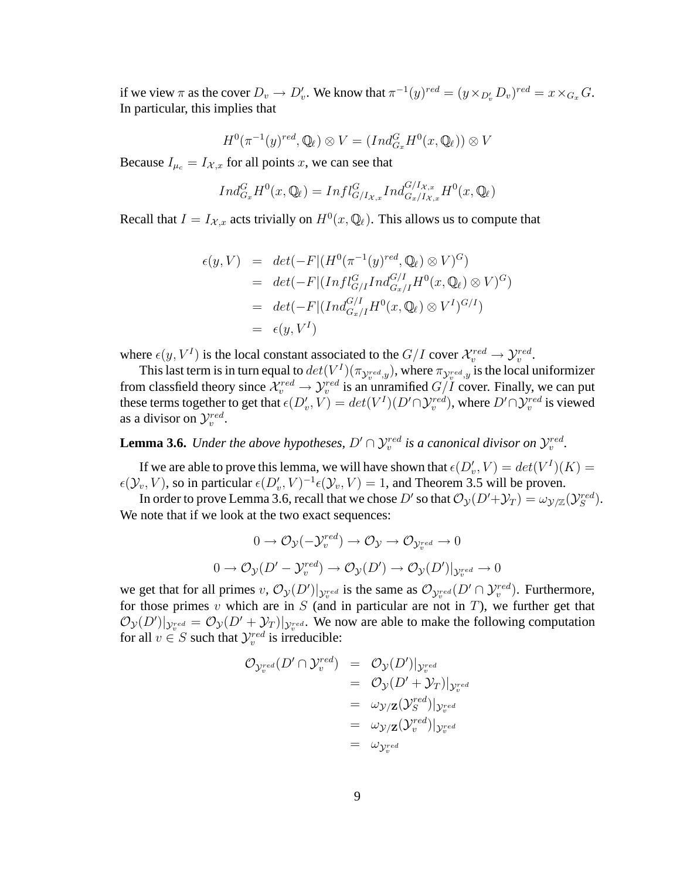if we view $\pi$ as the cover $D_v \to D'_v$. We know that $\pi^{-1}(y)^{red} = (y \times_{D'_v} D_v)^{red} = x \times_{G_x} G$. In particular, this implies that

$$H^0(\pi^{-1}(y)^{red}, \mathbb{Q}_\ell) \otimes V = (Ind_{G_x}^G H^0(x, \mathbb{Q}_\ell)) \otimes V$$

Because $I_{\mu_c} = I_{\mathcal{X},x}$ for all points $x$, we can see that

$$Ind_{G_x}^G H^0(x, \mathbb{Q}_\ell) = Infl_{G/I_{\mathcal{X},x}}^G Ind_{G_x/I_{\mathcal{X},x}}^{G/I_{\mathcal{X},x}} H^0(x, \mathbb{Q}_\ell)$$

Recall that $I = I_{\mathcal{X},x}$ acts trivially on $H^0(x, \mathbb{Q}_\ell)$. This allows us to compute that

$$\begin{aligned}
\epsilon(y, V) &= det(-F|(H^0(\pi^{-1}(y)^{red}, \mathbb{Q}_\ell) \otimes V)^G) \\
&= det(-F|(Infl_{G/I}^G Ind_{G_x/I}^{G/I} H^0(x, \mathbb{Q}_\ell) \otimes V)^G) \\
&= det(-F|(Ind_{G_x/I}^{G/I} H^0(x, \mathbb{Q}_\ell) \otimes V^I)^{G/I}) \\
&= \epsilon(y, V^I)
\end{aligned}$$

where $\epsilon(y, V^I)$ is the local constant associated to the $G/I$ cover $\mathcal{X}_v^{red} \to \mathcal{Y}_v^{red}$.

This last term is in turn equal to $det(V^I)(\pi_{\mathcal{Y}_v^{red},y})$, where $\pi_{\mathcal{Y}_v^{red},y}$ is the local uniformizer from classfield theory since $\mathcal{X}_v^{red} \to \mathcal{Y}_v^{red}$ is an unramified $G/I$ cover. Finally, we can put these terms together to get that $\epsilon(D'_v, V) = det(V^I)(D' \cap \mathcal{Y}_v^{red})$, where $D' \cap \mathcal{Y}_v^{red}$ is viewed as a divisor on $\mathcal{Y}_v^{red}$.

**Lemma 3.6.** *Under the above hypotheses, $D' \cap \mathcal{Y}_v^{red}$ is a canonical divisor on $\mathcal{Y}_v^{red}$.*

If we are able to prove this lemma, we will have shown that $\epsilon(D'_v, V) = det(V^I)(K) = \epsilon(\mathcal{Y}_v, V)$, so in particular $\epsilon(D'_v, V)^{-1}\epsilon(\mathcal{Y}_v, V) = 1$, and Theorem 3.5 will be proven.

In order to prove Lemma 3.6, recall that we chose $D'$ so that $\mathcal{O}_{\mathcal{Y}}(D' + \mathcal{Y}_T) = \omega_{\mathcal{Y}/\mathbb{Z}}(\mathcal{Y}_S^{red})$. We note that if we look at the two exact sequences:

$$0 \to \mathcal{O}_{\mathcal{Y}}(-\mathcal{Y}_v^{red}) \to \mathcal{O}_{\mathcal{Y}} \to \mathcal{O}_{\mathcal{Y}_v^{red}} \to 0$$

$$0 \to \mathcal{O}_{\mathcal{Y}}(D' - \mathcal{Y}_v^{red}) \to \mathcal{O}_{\mathcal{Y}}(D') \to \mathcal{O}_{\mathcal{Y}}(D')|_{\mathcal{Y}_v^{red}} \to 0$$

we get that for all primes $v$, $\mathcal{O}_{\mathcal{Y}}(D')|_{\mathcal{Y}_v^{red}}$ is the same as $\mathcal{O}_{\mathcal{Y}_v^{red}}(D' \cap \mathcal{Y}_v^{red})$. Furthermore, for those primes $v$ which are in $S$ (and in particular are not in $T$), we further get that $\mathcal{O}_{\mathcal{Y}}(D')|_{\mathcal{Y}_v^{red}} = \mathcal{O}_{\mathcal{Y}}(D' + \mathcal{Y}_T)|_{\mathcal{Y}_v^{red}}$. We now are able to make the following computation for all $v \in S$ such that $\mathcal{Y}_v^{red}$ is irreducible:

$$\begin{aligned}
\mathcal{O}_{\mathcal{Y}_v^{red}}(D' \cap \mathcal{Y}_v^{red}) &= \mathcal{O}_{\mathcal{Y}}(D')|_{\mathcal{Y}_v^{red}} \\
&= \mathcal{O}_{\mathcal{Y}}(D' + \mathcal{Y}_T)|_{\mathcal{Y}_v^{red}} \\
&= \omega_{\mathcal{Y}/\mathbf{Z}}(\mathcal{Y}_S^{red})|_{\mathcal{Y}_v^{red}} \\
&= \omega_{\mathcal{Y}/\mathbf{Z}}(\mathcal{Y}_v^{red})|_{\mathcal{Y}_v^{red}} \\
&= \omega_{\mathcal{Y}_v^{red}}
\end{aligned}$$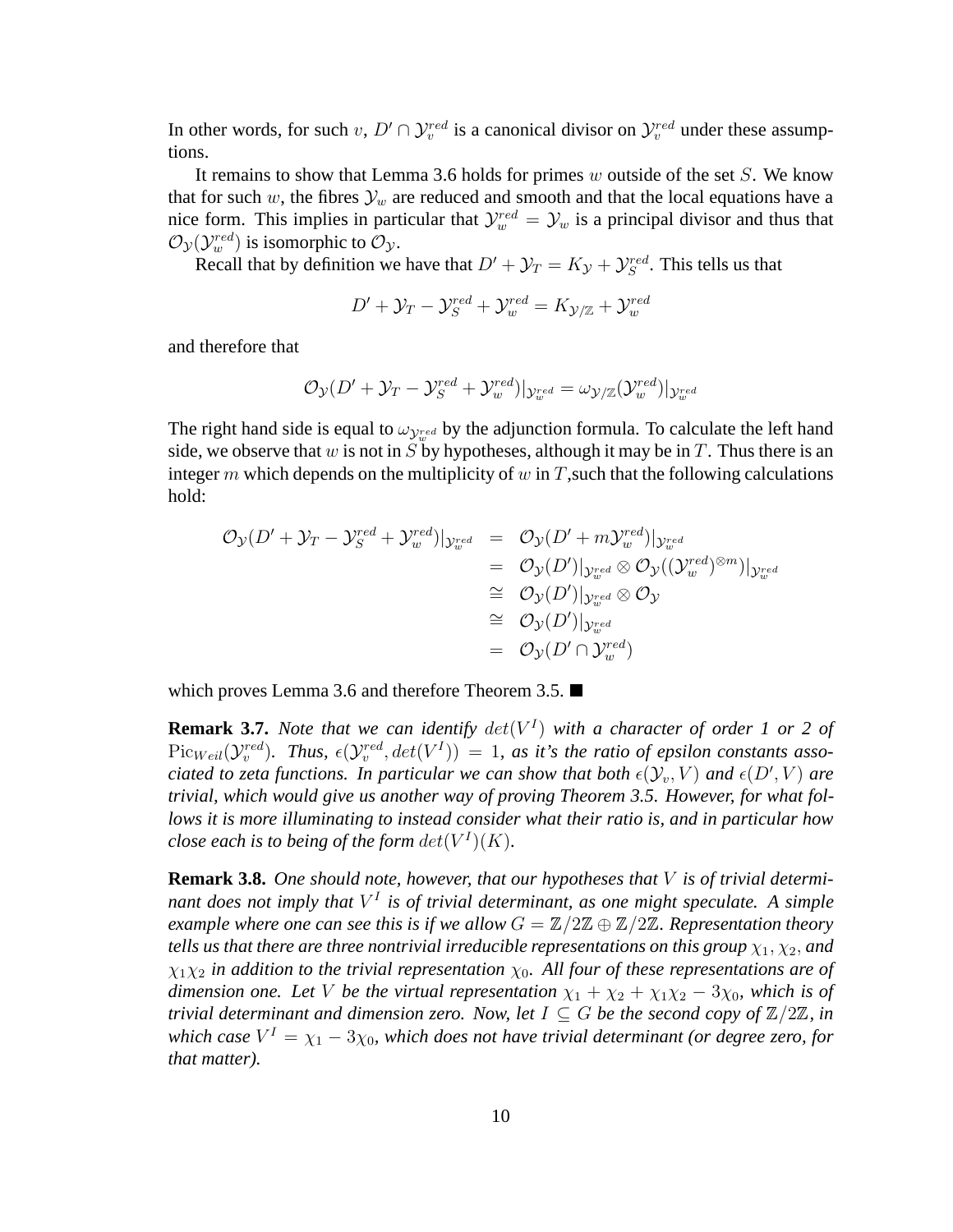In other words, for such $v$, $D' \cap \mathcal{Y}_v^{red}$ is a canonical divisor on $\mathcal{Y}_v^{red}$ under these assumptions.

It remains to show that Lemma 3.6 holds for primes $w$ outside of the set $S$. We know that for such $w$, the fibres $\mathcal{Y}_w$ are reduced and smooth and that the local equations have a nice form. This implies in particular that $\mathcal{Y}_w^{red} = \mathcal{Y}_w$ is a principal divisor and thus that $\mathcal{O}_{\mathcal{Y}}(\mathcal{Y}_w^{red})$ is isomorphic to $\mathcal{O}_{\mathcal{Y}}$.

Recall that by definition we have that $D' + \mathcal{Y}_T = K_{\mathcal{Y}} + \mathcal{Y}_S^{red}$. This tells us that

$$D' + \mathcal{Y}_T - \mathcal{Y}_S^{red} + \mathcal{Y}_w^{red} = K_{\mathcal{Y}/\mathbb{Z}} + \mathcal{Y}_w^{red}$$

and therefore that

$$\mathcal{O}_{\mathcal{Y}}(D' + \mathcal{Y}_T - \mathcal{Y}_S^{red} + \mathcal{Y}_w^{red})|_{\mathcal{Y}_w^{red}} = \omega_{\mathcal{Y}/\mathbb{Z}}(\mathcal{Y}_w^{red})|_{\mathcal{Y}_w^{red}}$$

The right hand side is equal to $\omega_{\mathcal{Y}_w^{red}}$ by the adjunction formula. To calculate the left hand side, we observe that $w$ is not in $S$ by hypotheses, although it may be in $T$. Thus there is an integer $m$ which depends on the multiplicity of $w$ in $T$,such that the following calculations hold:

$$\begin{aligned}
\mathcal{O}_{\mathcal{Y}}(D' + \mathcal{Y}_T - \mathcal{Y}_S^{red} + \mathcal{Y}_w^{red})|_{\mathcal{Y}_w^{red}} &= \mathcal{O}_{\mathcal{Y}}(D' + m\mathcal{Y}_w^{red})|_{\mathcal{Y}_w^{red}} \\
&= \mathcal{O}_{\mathcal{Y}}(D')|_{\mathcal{Y}_w^{red}} \otimes \mathcal{O}_{\mathcal{Y}}((\mathcal{Y}_w^{red})^{\otimes m})|_{\mathcal{Y}_w^{red}} \\
&\cong \mathcal{O}_{\mathcal{Y}}(D')|_{\mathcal{Y}_w^{red}} \otimes \mathcal{O}_{\mathcal{Y}} \\
&\cong \mathcal{O}_{\mathcal{Y}}(D')|_{\mathcal{Y}_w^{red}} \\
&= \mathcal{O}_{\mathcal{Y}}(D' \cap \mathcal{Y}_w^{red})
\end{aligned}$$

which proves Lemma 3.6 and therefore Theorem 3.5. ■

**Remark 3.7.** *Note that we can identify $det(V^I)$ with a character of order 1 or 2 of $\mathrm{Pic}_{Weil}(\mathcal{Y}_v^{red})$. Thus, $\epsilon(\mathcal{Y}_v^{red}, det(V^I)) = 1$, as it's the ratio of epsilon constants associated to zeta functions. In particular we can show that both $\epsilon(\mathcal{Y}_v, V)$ and $\epsilon(D', V)$ are trivial, which would give us another way of proving Theorem 3.5. However, for what follows it is more illuminating to instead consider what their ratio is, and in particular how close each is to being of the form $det(V^I)(K)$.*

**Remark 3.8.** *One should note, however, that our hypotheses that $V$ is of trivial determinant does not imply that $V^I$ is of trivial determinant, as one might speculate. A simple example where one can see this is if we allow $G = \mathbb{Z}/2\mathbb{Z} \oplus \mathbb{Z}/2\mathbb{Z}$. Representation theory tells us that there are three nontrivial irreducible representations on this group $\chi_1, \chi_2$, and $\chi_1\chi_2$ in addition to the trivial representation $\chi_0$. All four of these representations are of dimension one. Let $V$ be the virtual representation $\chi_1 + \chi_2 + \chi_1\chi_2 - 3\chi_0$, which is of trivial determinant and dimension zero. Now, let $I \subseteq G$ be the second copy of $\mathbb{Z}/2\mathbb{Z}$, in which case $V^I = \chi_1 - 3\chi_0$, which does not have trivial determinant (or degree zero, for that matter).*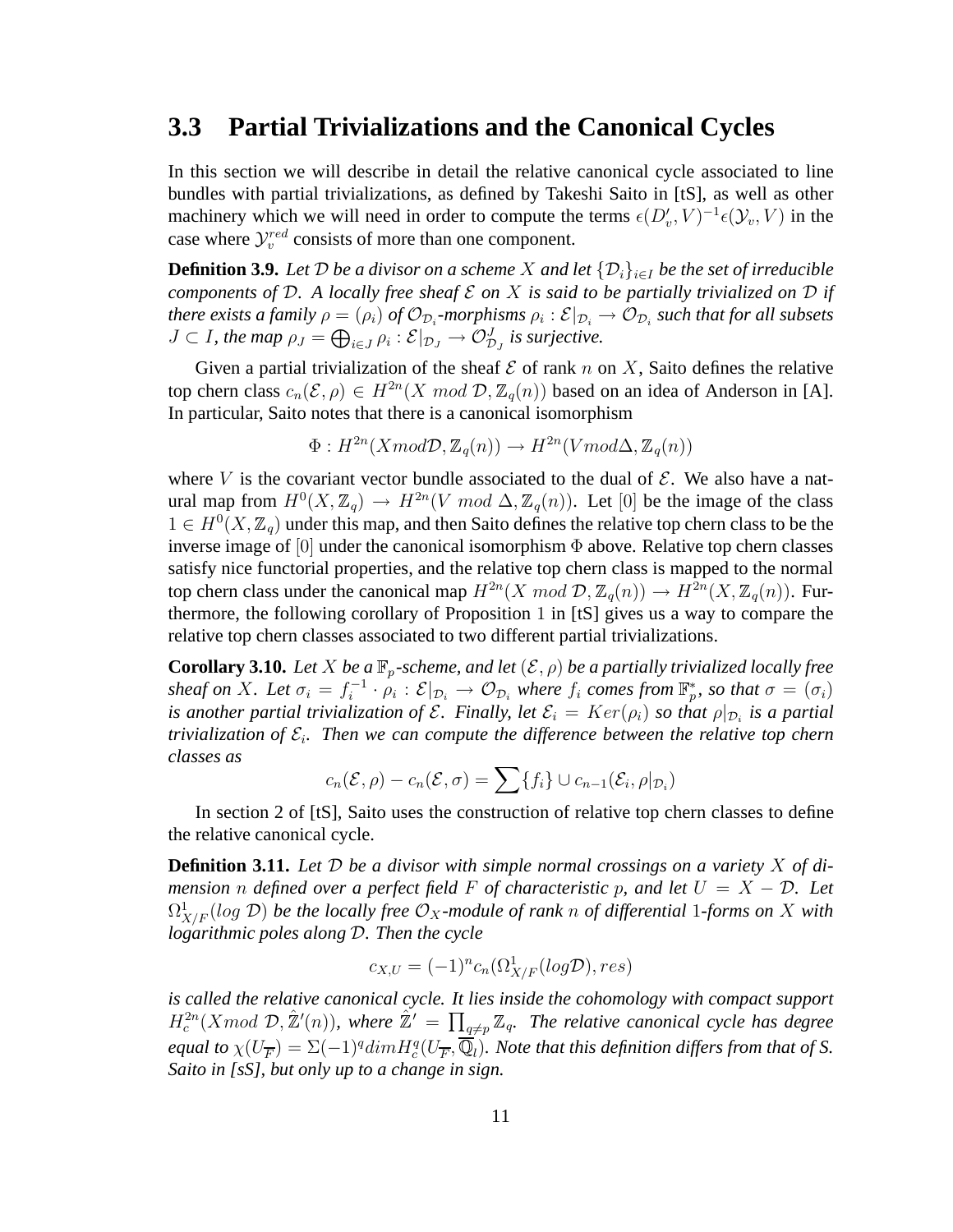## 3.3 Partial Trivializations and the Canonical Cycles

In this section we will describe in detail the relative canonical cycle associated to line bundles with partial trivializations, as defined by Takeshi Saito in [tS], as well as other machinery which we will need in order to compute the terms $\epsilon(D'_v, V)^{-1}\epsilon(\mathcal{Y}_v, V)$ in the case where $\mathcal{Y}_v^{red}$ consists of more than one component.

**Definition 3.9.** *Let $\mathcal{D}$ be a divisor on a scheme $X$ and let $\{\mathcal{D}_i\}_{i\in I}$ be the set of irreducible components of $\mathcal{D}$. A locally free sheaf $\mathcal{E}$ on $X$ is said to be partially trivialized on $\mathcal{D}$ if there exists a family $\rho = (\rho_i)$ of $\mathcal{O}_{\mathcal{D}_i}$-morphisms $\rho_i : \mathcal{E}|_{\mathcal{D}_i} \to \mathcal{O}_{\mathcal{D}_i}$ such that for all subsets $J \subset I$, the map $\rho_J = \bigoplus_{i\in J} \rho_i : \mathcal{E}|_{\mathcal{D}_J} \to \mathcal{O}^J_{\mathcal{D}_J}$ is surjective.*

Given a partial trivialization of the sheaf $\mathcal{E}$ of rank $n$ on $X$, Saito defines the relative top chern class $c_n(\mathcal{E}, \rho) \in H^{2n}(X \ mod \ \mathcal{D}, \mathbb{Z}_q(n))$ based on an idea of Anderson in [A]. In particular, Saito notes that there is a canonical isomorphism

$$\Phi : H^{2n}(X mod \mathcal{D}, \mathbb{Z}_q(n)) \to H^{2n}(V mod \Delta, \mathbb{Z}_q(n))$$

where $V$ is the covariant vector bundle associated to the dual of $\mathcal{E}$. We also have a natural map from $H^0(X, \mathbb{Z}_q) \to H^{2n}(V \ mod \ \Delta, \mathbb{Z}_q(n))$. Let $[0]$ be the image of the class $1 \in H^0(X, \mathbb{Z}_q)$ under this map, and then Saito defines the relative top chern class to be the inverse image of $[0]$ under the canonical isomorphism $\Phi$ above. Relative top chern classes satisfy nice functorial properties, and the relative top chern class is mapped to the normal top chern class under the canonical map $H^{2n}(X \ mod \ \mathcal{D}, \mathbb{Z}_q(n)) \to H^{2n}(X, \mathbb{Z}_q(n))$. Furthermore, the following corollary of Proposition 1 in [tS] gives us a way to compare the relative top chern classes associated to two different partial trivializations.

**Corollary 3.10.** *Let $X$ be a $\mathbb{F}_p$-scheme, and let $(\mathcal{E}, \rho)$ be a partially trivialized locally free sheaf on $X$. Let $\sigma_i = f_i^{-1} \cdot \rho_i : \mathcal{E}|_{\mathcal{D}_i} \to \mathcal{O}_{\mathcal{D}_i}$ where $f_i$ comes from $\mathbb{F}_p^*$, so that $\sigma = (\sigma_i)$ is another partial trivialization of $\mathcal{E}$. Finally, let $\mathcal{E}_i = Ker(\rho_i)$ so that $\rho|_{\mathcal{D}_i}$ is a partial trivialization of $\mathcal{E}_i$. Then we can compute the difference between the relative top chern classes as*

$$c_n(\mathcal{E}, \rho) - c_n(\mathcal{E}, \sigma) = \sum \{f_i\} \cup c_{n-1}(\mathcal{E}_i, \rho|_{\mathcal{D}_i})$$

In section 2 of [tS], Saito uses the construction of relative top chern classes to define the relative canonical cycle.

**Definition 3.11.** *Let $\mathcal{D}$ be a divisor with simple normal crossings on a variety $X$ of dimension $n$ defined over a perfect field $F$ of characteristic $p$, and let $U = X - \mathcal{D}$. Let $\Omega^1_{X/F}(log \ \mathcal{D})$ be the locally free $\mathcal{O}_X$-module of rank $n$ of differential 1-forms on $X$ with logarithmic poles along $\mathcal{D}$. Then the cycle*

$$c_{X,U} = (-1)^n c_n(\Omega^1_{X/F}(log \mathcal{D}), res)$$

*is called the relative canonical cycle. It lies inside the cohomology with compact support $H_c^{2n}(X mod \ \mathcal{D}, \hat{\mathbb{Z}}'(n))$, where $\hat{\mathbb{Z}}' = \prod_{q\neq p} \mathbb{Z}_q$. The relative canonical cycle has degree equal to $\chi(U_{\overline{F}}) = \Sigma(-1)^q dim H_c^q(U_{\overline{F}}, \overline{\mathbb{Q}}_l)$. Note that this definition differs from that of S. Saito in [sS], but only up to a change in sign.*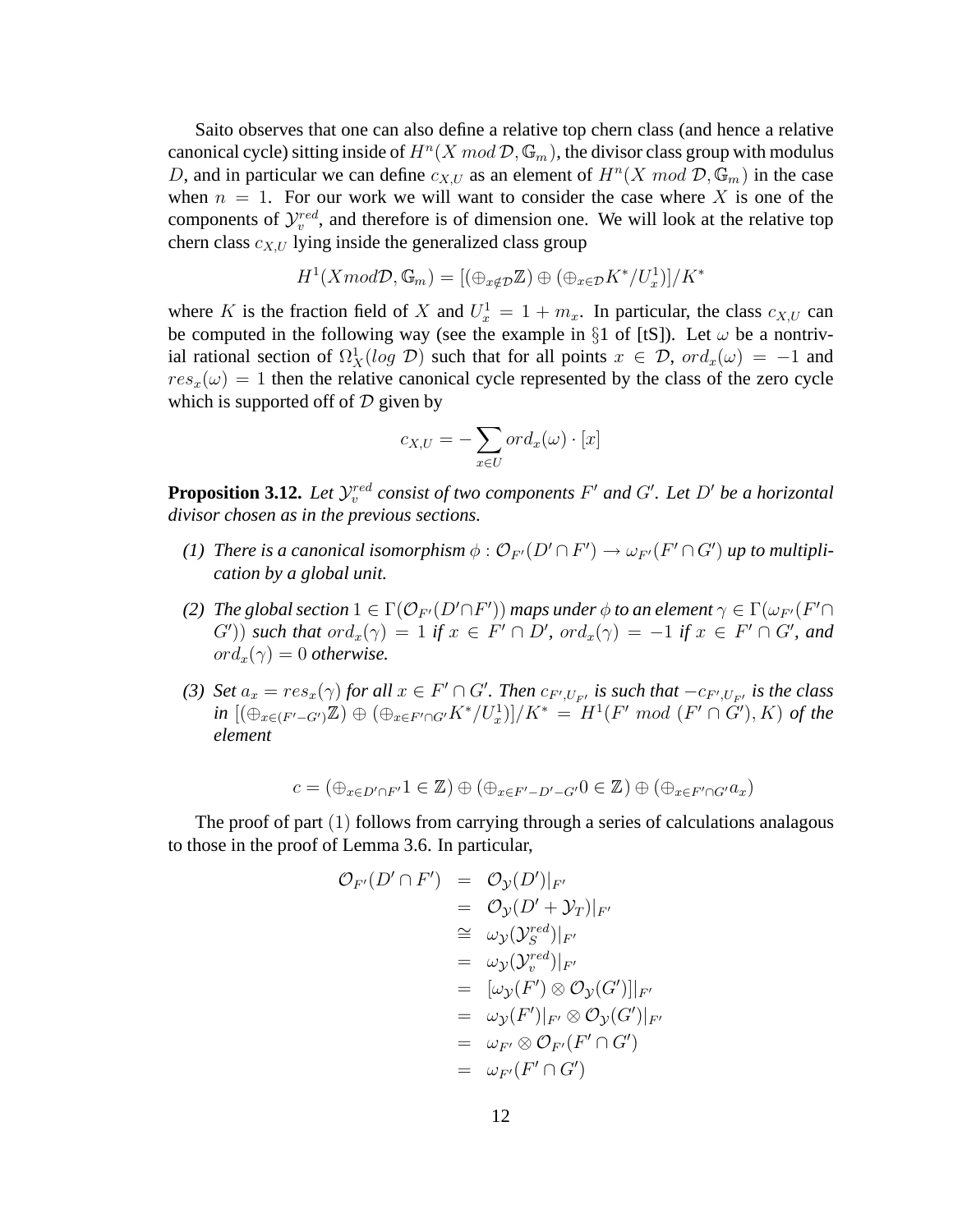Saito observes that one can also define a relative top chern class (and hence a relative canonical cycle) sitting inside of $H^n(X \; mod \, \mathcal{D}, \mathbb{G}_m)$, the divisor class group with modulus $D$, and in particular we can define $c_{X,U}$ as an element of $H^n(X \; mod \; \mathcal{D}, \mathbb{G}_m)$ in the case when $n = 1$. For our work we will want to consider the case where $X$ is one of the components of $\mathcal{Y}_v^{red}$, and therefore is of dimension one. We will look at the relative top chern class $c_{X,U}$ lying inside the generalized class group

$$H^1(X mod \mathcal{D}, \mathbb{G}_m) = [(\oplus_{x \notin \mathcal{D}} \mathbb{Z}) \oplus (\oplus_{x \in \mathcal{D}} K^*/U_x^1)]/K^*$$

where $K$ is the fraction field of $X$ and $U_x^1 = 1 + m_x$. In particular, the class $c_{X,U}$ can be computed in the following way (see the example in §1 of [tS]). Let $\omega$ be a nontrivial rational section of $\Omega_X^1(log \; \mathcal{D})$ such that for all points $x \in \mathcal{D}$, $ord_x(\omega) = -1$ and $res_x(\omega) = 1$ then the relative canonical cycle represented by the class of the zero cycle which is supported off of $\mathcal{D}$ given by

$$c_{X,U} = -\sum_{x \in U} ord_x(\omega) \cdot [x]$$

**Proposition 3.12.** *Let $\mathcal{Y}_v^{red}$ consist of two components $F'$ and $G'$. Let $D'$ be a horizontal divisor chosen as in the previous sections.*

*(1) There is a canonical isomorphism $\phi : \mathcal{O}_{F'}(D' \cap F') \to \omega_{F'}(F' \cap G')$ up to multiplication by a global unit.*

*(2) The global section $1 \in \Gamma(\mathcal{O}_{F'}(D' \cap F'))$ maps under $\phi$ to an element $\gamma \in \Gamma(\omega_{F'}(F' \cap G'))$ such that $ord_x(\gamma) = 1$ if $x \in F' \cap D'$, $ord_x(\gamma) = -1$ if $x \in F' \cap G'$, and $ord_x(\gamma) = 0$ otherwise.*

*(3) Set $a_x = res_x(\gamma)$ for all $x \in F' \cap G'$. Then $c_{F',U_{F'}}$ is such that $-c_{F',U_{F'}}$ is the class in $[(\oplus_{x \in (F'-G')} \mathbb{Z}) \oplus (\oplus_{x \in F' \cap G'} K^*/U_x^1)]/K^* = H^1(F' \; mod \; (F' \cap G'), K)$ of the element*

$$c = (\oplus_{x \in D' \cap F'} 1 \in \mathbb{Z}) \oplus (\oplus_{x \in F'-D'-G'} 0 \in \mathbb{Z}) \oplus (\oplus_{x \in F' \cap G'} a_x)$$

The proof of part $(1)$ follows from carrying through a series of calculations analagous to those in the proof of Lemma 3.6. In particular,

$$\begin{aligned}
\mathcal{O}_{F'}(D' \cap F') &= \mathcal{O}_{\mathcal{Y}}(D')|_{F'} \\
&= \mathcal{O}_{\mathcal{Y}}(D' + \mathcal{Y}_T)|_{F'} \\
&\cong \omega_{\mathcal{Y}}(\mathcal{Y}_S^{red})|_{F'} \\
&= \omega_{\mathcal{Y}}(\mathcal{Y}_v^{red})|_{F'} \\
&= [\omega_{\mathcal{Y}}(F') \otimes \mathcal{O}_{\mathcal{Y}}(G')]|_{F'} \\
&= \omega_{\mathcal{Y}}(F')|_{F'} \otimes \mathcal{O}_{\mathcal{Y}}(G')|_{F'} \\
&= \omega_{F'} \otimes \mathcal{O}_{F'}(F' \cap G') \\
&= \omega_{F'}(F' \cap G')
\end{aligned}$$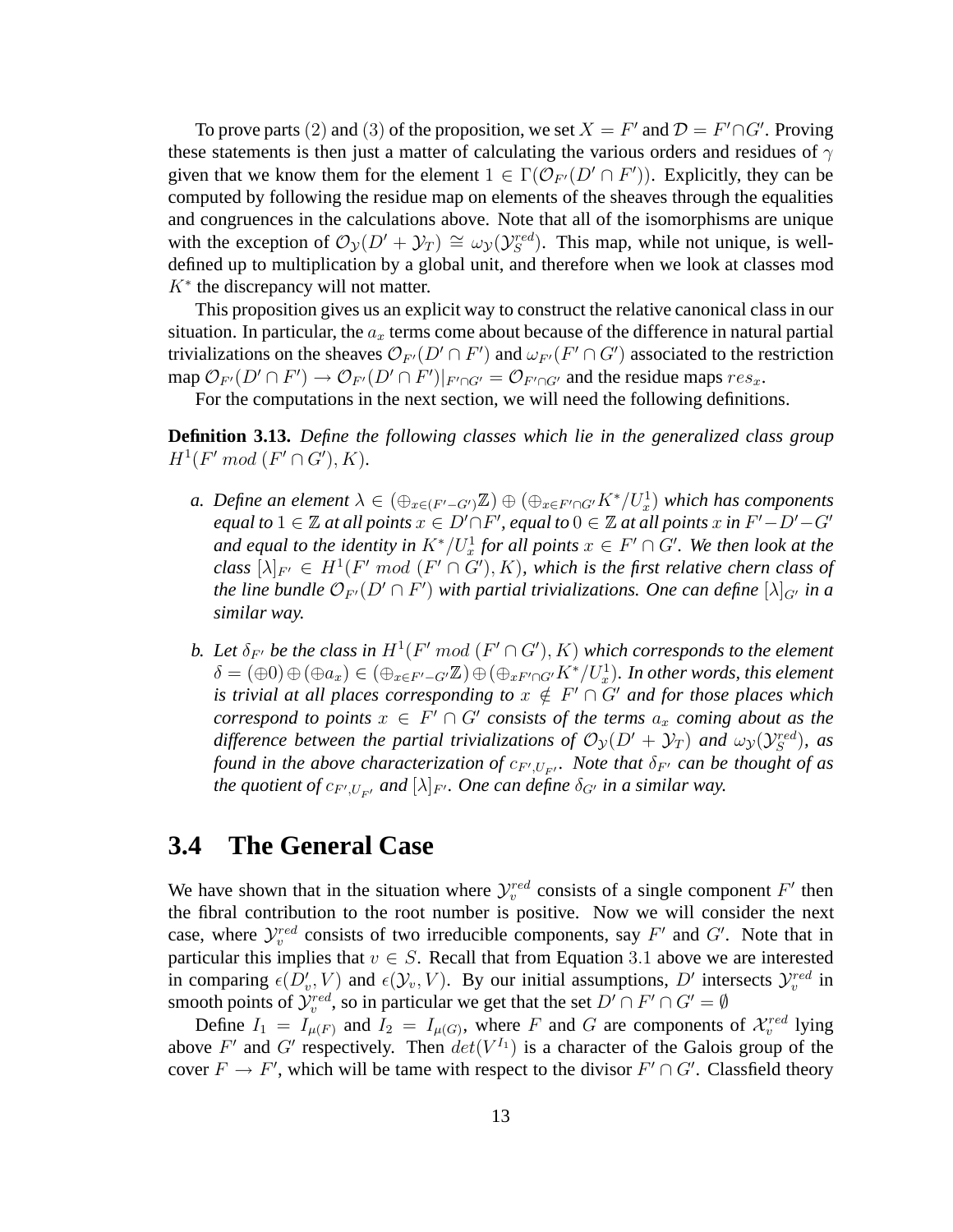To prove parts (2) and (3) of the proposition, we set $X = F'$ and $\mathcal{D} = F' \cap G'$. Proving these statements is then just a matter of calculating the various orders and residues of $\gamma$ given that we know them for the element $1 \in \Gamma(\mathcal{O}_{F'}(D' \cap F'))$. Explicitly, they can be computed by following the residue map on elements of the sheaves through the equalities and congruences in the calculations above. Note that all of the isomorphisms are unique with the exception of $\mathcal{O}_{\mathcal{Y}}(D' + \mathcal{Y}_T) \cong \omega_{\mathcal{Y}}(\mathcal{Y}_S^{red})$. This map, while not unique, is well-defined up to multiplication by a global unit, and therefore when we look at classes mod $K^*$ the discrepancy will not matter.

This proposition gives us an explicit way to construct the relative canonical class in our situation. In particular, the $a_x$ terms come about because of the difference in natural partial trivializations on the sheaves $\mathcal{O}_{F'}(D' \cap F')$ and $\omega_{F'}(F' \cap G')$ associated to the restriction map $\mathcal{O}_{F'}(D' \cap F') \to \mathcal{O}_{F'}(D' \cap F')|_{F' \cap G'} = \mathcal{O}_{F' \cap G'}$ and the residue maps $res_x$.

For the computations in the next section, we will need the following definitions.

**Definition 3.13.** *Define the following classes which lie in the generalized class group $H^1(F' \; mod \; (F' \cap G'), K)$.*

- *a. Define an element $\lambda \in (\oplus_{x \in (F' - G')}\mathbb{Z}) \oplus (\oplus_{x \in F' \cap G'} K^*/U_x^1)$ which has components equal to $1 \in \mathbb{Z}$ at all points $x \in D' \cap F'$, equal to $0 \in \mathbb{Z}$ at all points $x$ in $F' - D' - G'$ and equal to the identity in $K^*/U_x^1$ for all points $x \in F' \cap G'$. We then look at the class $[\lambda]_{F'} \in H^1(F' \; mod \; (F' \cap G'), K)$, which is the first relative chern class of the line bundle $\mathcal{O}_{F'}(D' \cap F')$ with partial trivializations. One can define $[\lambda]_{G'}$ in a similar way.*

- *b. Let $\delta_{F'}$ be the class in $H^1(F' \; mod \; (F' \cap G'), K)$ which corresponds to the element $\delta = (\oplus 0) \oplus (\oplus a_x) \in (\oplus_{x \in F' - G'}\mathbb{Z}) \oplus (\oplus_{x F' \cap G'} K^*/U_x^1)$. In other words, this element is trivial at all places corresponding to $x \notin F' \cap G'$ and for those places which correspond to points $x \in F' \cap G'$ consists of the terms $a_x$ coming about as the difference between the partial trivializations of $\mathcal{O}_{\mathcal{Y}}(D' + \mathcal{Y}_T)$ and $\omega_{\mathcal{Y}}(\mathcal{Y}_S^{red})$, as found in the above characterization of $c_{F', U_{F'}}$. Note that $\delta_{F'}$ can be thought of as the quotient of $c_{F', U_{F'}}$ and $[\lambda]_{F'}$. One can define $\delta_{G'}$ in a similar way.*

## 3.4 The General Case

We have shown that in the situation where $\mathcal{Y}_v^{red}$ consists of a single component $F'$ then the fibral contribution to the root number is positive. Now we will consider the next case, where $\mathcal{Y}_v^{red}$ consists of two irreducible components, say $F'$ and $G'$. Note that in particular this implies that $v \in S$. Recall that from Equation 3.1 above we are interested in comparing $\epsilon(D_v', V)$ and $\epsilon(\mathcal{Y}_v, V)$. By our initial assumptions, $D'$ intersects $\mathcal{Y}_v^{red}$ in smooth points of $\mathcal{Y}_v^{red}$, so in particular we get that the set $D' \cap F' \cap G' = \emptyset$

Define $I_1 = I_{\mu(F)}$ and $I_2 = I_{\mu(G)}$, where $F$ and $G$ are components of $\mathcal{X}_v^{red}$ lying above $F'$ and $G'$ respectively. Then $det(V^{I_1})$ is a character of the Galois group of the cover $F \to F'$, which will be tame with respect to the divisor $F' \cap G'$. Classfield theory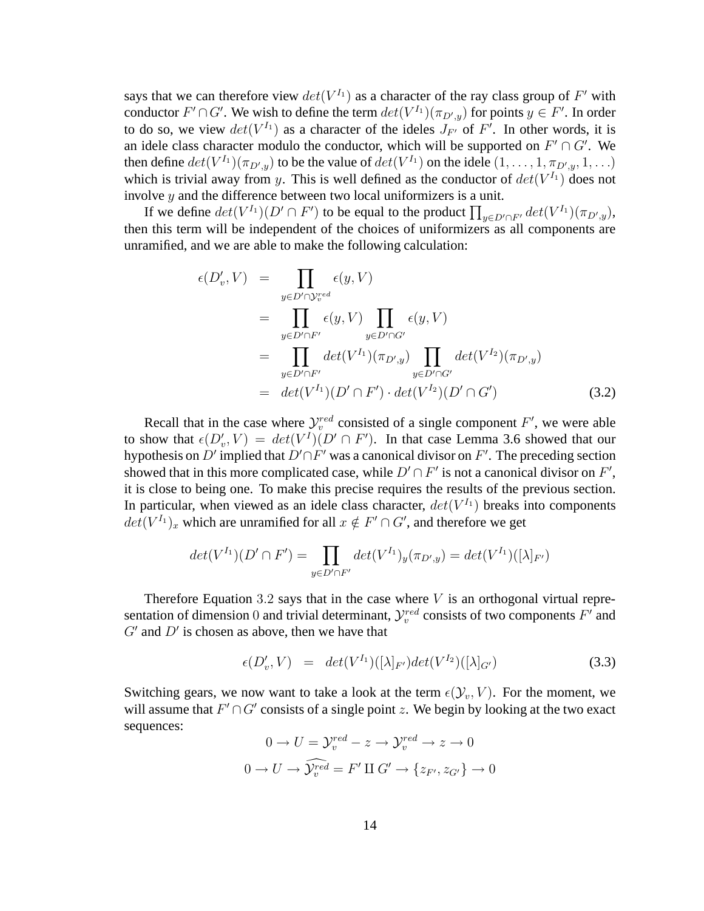says that we can therefore view $det(V^{I_1})$ as a character of the ray class group of $F'$ with conductor $F' \cap G'$. We wish to define the term $det(V^{I_1})(\pi_{D',y})$ for points $y \in F'$. In order to do so, we view $det(V^{I_1})$ as a character of the ideles $J_{F'}$ of $F'$. In other words, it is an idele class character modulo the conductor, which will be supported on $F' \cap G'$. We then define $det(V^{I_1})(\pi_{D',y})$ to be the value of $det(V^{I_1})$ on the idele $(1, \ldots, 1, \pi_{D',y}, 1, \ldots)$ which is trivial away from $y$. This is well defined as the conductor of $det(V^{I_1})$ does not involve $y$ and the difference between two local uniformizers is a unit.

If we define $det(V^{I_1})(D' \cap F')$ to be equal to the product $\prod_{y \in D' \cap F'} det(V^{I_1})(\pi_{D',y})$, then this term will be independent of the choices of uniformizers as all components are unramified, and we are able to make the following calculation:

$$\begin{aligned}
\epsilon(D'_v, V) &= \prod_{y \in D' \cap \mathcal{Y}_v^{red}} \epsilon(y, V) \\
&= \prod_{y \in D' \cap F'} \epsilon(y, V) \prod_{y \in D' \cap G'} \epsilon(y, V) \\
&= \prod_{y \in D' \cap F'} det(V^{I_1})(\pi_{D',y}) \prod_{y \in D' \cap G'} det(V^{I_2})(\pi_{D',y}) \\
&= det(V^{I_1})(D' \cap F') \cdot det(V^{I_2})(D' \cap G') \qquad (3.2)
\end{aligned}$$

Recall that in the case where $\mathcal{Y}_v^{red}$ consisted of a single component $F'$, we were able to show that $\epsilon(D'_v, V) = det(V^I)(D' \cap F')$. In that case Lemma 3.6 showed that our hypothesis on $D'$ implied that $D' \cap F'$ was a canonical divisor on $F'$. The preceding section showed that in this more complicated case, while $D' \cap F'$ is not a canonical divisor on $F'$, it is close to being one. To make this precise requires the results of the previous section. In particular, when viewed as an idele class character, $det(V^{I_1})$ breaks into components $det(V^{I_1})_x$ which are unramified for all $x \notin F' \cap G'$, and therefore we get

$$det(V^{I_1})(D' \cap F') = \prod_{y \in D' \cap F'} det(V^{I_1})_y(\pi_{D',y}) = det(V^{I_1})([\lambda]_{F'})$$

Therefore Equation 3.2 says that in the case where $V$ is an orthogonal virtual representation of dimension $0$ and trivial determinant, $\mathcal{Y}_v^{red}$ consists of two components $F'$ and $G'$ and $D'$ is chosen as above, then we have that

$$\epsilon(D'_v, V) \;=\; det(V^{I_1})([\lambda]_{F'}) det(V^{I_2})([\lambda]_{G'}) \qquad (3.3)$$

Switching gears, we now want to take a look at the term $\epsilon(\mathcal{Y}_v, V)$. For the moment, we will assume that $F' \cap G'$ consists of a single point $z$. We begin by looking at the two exact sequences:

$$0 \to U = \mathcal{Y}_v^{red} - z \to \mathcal{Y}_v^{red} \to z \to 0$$

$$0 \to U \to \widehat{\mathcal{Y}_v^{red}} = F' \amalg G' \to \{z_{F'}, z_{G'}\} \to 0$$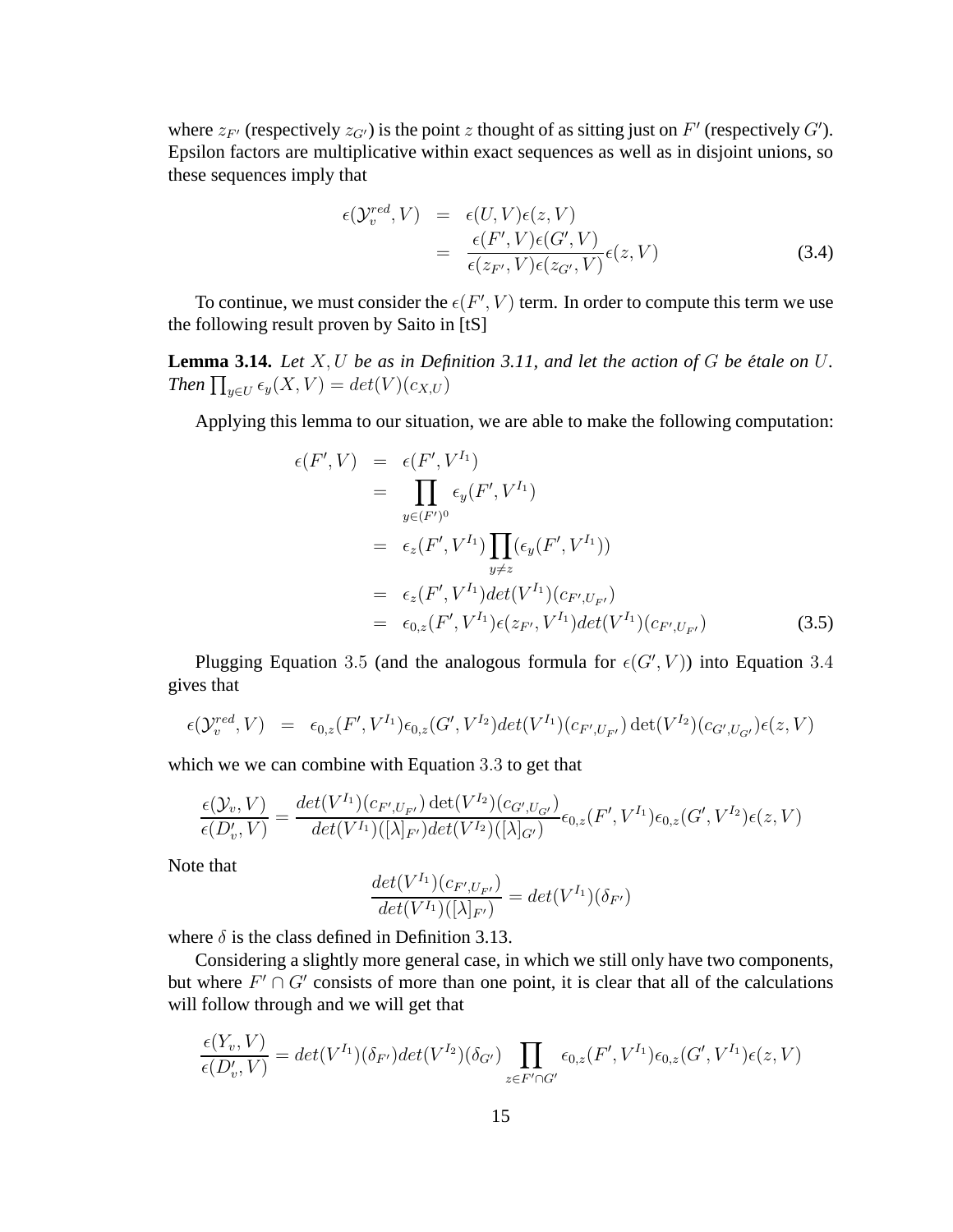where $z_{F'}$ (respectively $z_{G'}$) is the point $z$ thought of as sitting just on $F'$ (respectively $G'$). Epsilon factors are multiplicative within exact sequences as well as in disjoint unions, so these sequences imply that

$$\begin{aligned}
\epsilon(\mathcal{Y}_v^{red}, V) &= \epsilon(U, V)\epsilon(z, V) \\
&= \frac{\epsilon(F', V)\epsilon(G', V)}{\epsilon(z_{F'}, V)\epsilon(z_{G'}, V)}\epsilon(z, V) \qquad (3.4)
\end{aligned}$$

To continue, we must consider the $\epsilon(F', V)$ term. In order to compute this term we use the following result proven by Saito in [tS]

**Lemma 3.14.** *Let $X, U$ be as in Definition 3.11, and let the action of $G$ be étale on $U$. Then $\prod_{y \in U} \epsilon_y(X, V) = det(V)(c_{X,U})$*

Applying this lemma to our situation, we are able to make the following computation:

$$\begin{aligned}
\epsilon(F', V) &= \epsilon(F', V^{I_1}) \\
&= \prod_{y \in (F')^0} \epsilon_y(F', V^{I_1}) \\
&= \epsilon_z(F', V^{I_1}) \prod_{y \neq z} (\epsilon_y(F', V^{I_1})) \\
&= \epsilon_z(F', V^{I_1}) det(V^{I_1})(c_{F', U_{F'}}) \\
&= \epsilon_{0,z}(F', V^{I_1})\epsilon(z_{F'}, V^{I_1}) det(V^{I_1})(c_{F', U_{F'}}) \qquad (3.5)
\end{aligned}$$

Plugging Equation 3.5 (and the analogous formula for $\epsilon(G', V)$) into Equation 3.4 gives that

$$\epsilon(\mathcal{Y}_v^{red}, V) = \epsilon_{0,z}(F', V^{I_1})\epsilon_{0,z}(G', V^{I_2}) det(V^{I_1})(c_{F', U_{F'}}) \det(V^{I_2})(c_{G', U_{G'}})\epsilon(z, V)$$

which we we can combine with Equation 3.3 to get that

$$\frac{\epsilon(\mathcal{Y}_v, V)}{\epsilon(D_v', V)} = \frac{det(V^{I_1})(c_{F', U_{F'}}) \det(V^{I_2})(c_{G', U_{G'}})}{det(V^{I_1})([\lambda]_{F'}) det(V^{I_2})([\lambda]_{G'})}\epsilon_{0,z}(F', V^{I_1})\epsilon_{0,z}(G', V^{I_2})\epsilon(z, V)$$

Note that

$$\frac{det(V^{I_1})(c_{F', U_{F'}})}{det(V^{I_1})([\lambda]_{F'})} = det(V^{I_1})(\delta_{F'})$$

where $\delta$ is the class defined in Definition 3.13.

Considering a slightly more general case, in which we still only have two components, but where $F' \cap G'$ consists of more than one point, it is clear that all of the calculations will follow through and we will get that

$$\frac{\epsilon(Y_v, V)}{\epsilon(D_v', V)} = det(V^{I_1})(\delta_{F'}) det(V^{I_2})(\delta_{G'}) \prod_{z \in F' \cap G'} \epsilon_{0,z}(F', V^{I_1})\epsilon_{0,z}(G', V^{I_1})\epsilon(z, V)$$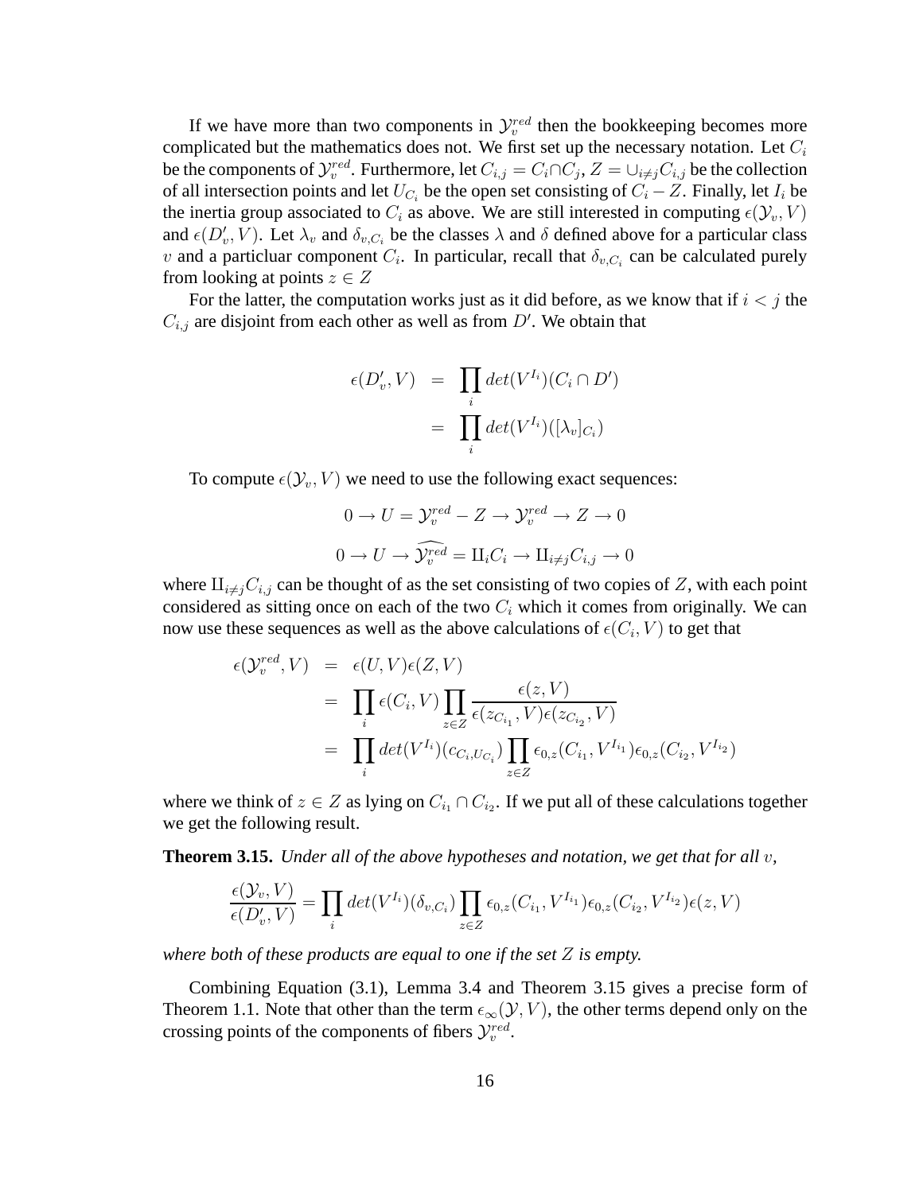If we have more than two components in $\mathcal{Y}_v^{red}$ then the bookkeeping becomes more complicated but the mathematics does not. We first set up the necessary notation. Let $C_i$ be the components of $\mathcal{Y}_v^{red}$. Furthermore, let $C_{i,j} = C_i \cap C_j$, $Z = \cup_{i \neq j} C_{i,j}$ be the collection of all intersection points and let $U_{C_i}$ be the open set consisting of $C_i - Z$. Finally, let $I_i$ be the inertia group associated to $C_i$ as above. We are still interested in computing $\epsilon(\mathcal{Y}_v, V)$ and $\epsilon(D'_v, V)$. Let $\lambda_v$ and $\delta_{v,C_i}$ be the classes $\lambda$ and $\delta$ defined above for a particular class $v$ and a particluar component $C_i$. In particular, recall that $\delta_{v,C_i}$ can be calculated purely from looking at points $z \in Z$

For the latter, the computation works just as it did before, as we know that if $i < j$ the $C_{i,j}$ are disjoint from each other as well as from $D'$. We obtain that

$$
\begin{aligned}
\epsilon(D'_v, V) &= \prod_i det(V^{I_i})(C_i \cap D') \\
&= \prod_i det(V^{I_i})([\lambda_v]_{C_i})
\end{aligned}
$$

To compute $\epsilon(\mathcal{Y}_v, V)$ we need to use the following exact sequences:

$$0 \to U = \mathcal{Y}_v^{red} - Z \to \mathcal{Y}_v^{red} \to Z \to 0$$

$$0 \to U \to \widehat{\mathcal{Y}_v^{red}} = \amalg_i C_i \to \amalg_{i \neq j} C_{i,j} \to 0$$

where $\amalg_{i \neq j} C_{i,j}$ can be thought of as the set consisting of two copies of $Z$, with each point considered as sitting once on each of the two $C_i$ which it comes from originally. We can now use these sequences as well as the above calculations of $\epsilon(C_i, V)$ to get that

$$
\begin{aligned}
\epsilon(\mathcal{Y}_v^{red}, V) &= \epsilon(U, V)\epsilon(Z, V) \\
&= \prod_i \epsilon(C_i, V) \prod_{z \in Z} \frac{\epsilon(z, V)}{\epsilon(z_{C_{i_1}}, V)\epsilon(z_{C_{i_2}}, V)} \\
&= \prod_i det(V^{I_i})(c_{C_i, U_{C_i}}) \prod_{z \in Z} \epsilon_{0,z}(C_{i_1}, V^{I_{i_1}})\epsilon_{0,z}(C_{i_2}, V^{I_{i_2}})
\end{aligned}
$$

where we think of $z \in Z$ as lying on $C_{i_1} \cap C_{i_2}$. If we put all of these calculations together we get the following result.

**Theorem 3.15.** *Under all of the above hypotheses and notation, we get that for all* $v$*,*

$$\frac{\epsilon(\mathcal{Y}_v, V)}{\epsilon(D'_v, V)} = \prod_i det(V^{I_i})(\delta_{v,C_i}) \prod_{z \in Z} \epsilon_{0,z}(C_{i_1}, V^{I_{i_1}})\epsilon_{0,z}(C_{i_2}, V^{I_{i_2}})\epsilon(z, V)$$

*where both of these products are equal to one if the set* $Z$ *is empty.*

Combining Equation (3.1), Lemma 3.4 and Theorem 3.15 gives a precise form of Theorem 1.1. Note that other than the term $\epsilon_\infty(\mathcal{Y}, V)$, the other terms depend only on the crossing points of the components of fibers $\mathcal{Y}_v^{red}$.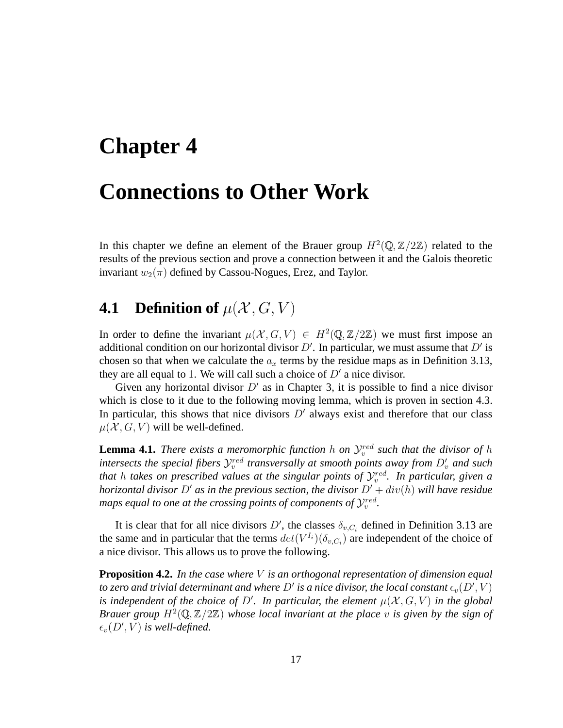# Chapter 4

# Connections to Other Work

In this chapter we define an element of the Brauer group $H^2(\mathbb{Q}, \mathbb{Z}/2\mathbb{Z})$ related to the results of the previous section and prove a connection between it and the Galois theoretic invariant $w_2(\pi)$ defined by Cassou-Nogues, Erez, and Taylor.

## 4.1 Definition of $\mu(\mathcal{X}, G, V)$

In order to define the invariant $\mu(\mathcal{X}, G, V) \in H^2(\mathbb{Q}, \mathbb{Z}/2\mathbb{Z})$ we must first impose an additional condition on our horizontal divisor $D'$. In particular, we must assume that $D'$ is chosen so that when we calculate the $a_x$ terms by the residue maps as in Definition 3.13, they are all equal to $1$. We will call such a choice of $D'$ a nice divisor.

Given any horizontal divisor $D'$ as in Chapter 3, it is possible to find a nice divisor which is close to it due to the following moving lemma, which is proven in section 4.3. In particular, this shows that nice divisors $D'$ always exist and therefore that our class $\mu(\mathcal{X}, G, V)$ will be well-defined.

**Lemma 4.1.** *There exists a meromorphic function $h$ on $\mathcal{Y}_v^{red}$ such that the divisor of $h$ intersects the special fibers $\mathcal{Y}_v^{red}$ transversally at smooth points away from $D'_v$ and such that $h$ takes on prescribed values at the singular points of $\mathcal{Y}_v^{red}$. In particular, given a horizontal divisor $D'$ as in the previous section, the divisor $D' + div(h)$ will have residue maps equal to one at the crossing points of components of $\mathcal{Y}_v^{red}$.*

It is clear that for all nice divisors $D'$, the classes $\delta_{v,C_i}$ defined in Definition 3.13 are the same and in particular that the terms $det(V^{I_i})(\delta_{v,C_i})$ are independent of the choice of a nice divisor. This allows us to prove the following.

**Proposition 4.2.** *In the case where $V$ is an orthogonal representation of dimension equal to zero and trivial determinant and where $D'$ is a nice divisor, the local constant $\epsilon_v(D', V)$ is independent of the choice of $D'$. In particular, the element $\mu(\mathcal{X}, G, V)$ in the global Brauer group $H^2(\mathbb{Q}, \mathbb{Z}/2\mathbb{Z})$ whose local invariant at the place $v$ is given by the sign of $\epsilon_v(D', V)$ is well-defined.*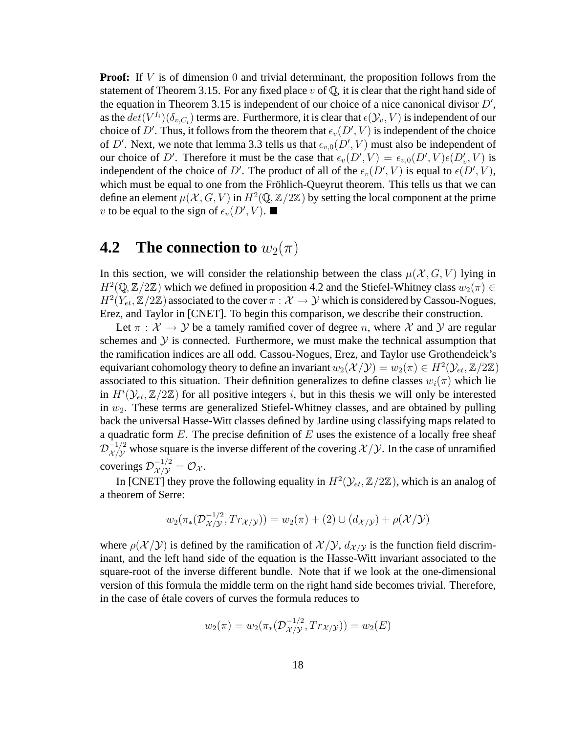**Proof:** If $V$ is of dimension $0$ and trivial determinant, the proposition follows from the statement of Theorem 3.15. For any fixed place $v$ of $\mathbb{Q}$, it is clear that the right hand side of the equation in Theorem 3.15 is independent of our choice of a nice canonical divisor $D'$, as the $det(V^{I_i})(\delta_{v,C_i})$ terms are. Furthermore, it is clear that $\epsilon(\mathcal{Y}_v, V)$ is independent of our choice of $D'$. Thus, it follows from the theorem that $\epsilon_v(D', V)$ is independent of the choice of $D'$. Next, we note that lemma 3.3 tells us that $\epsilon_{v,0}(D', V)$ must also be independent of our choice of $D'$. Therefore it must be the case that $\epsilon_v(D', V) = \epsilon_{v,0}(D', V)\epsilon(D'_v, V)$ is independent of the choice of $D'$. The product of all of the $\epsilon_v(D', V)$ is equal to $\epsilon(D', V)$, which must be equal to one from the Fröhlich-Queyrut theorem. This tells us that we can define an element $\mu(\mathcal{X}, G, V)$ in $H^2(\mathbb{Q}, \mathbb{Z}/2\mathbb{Z})$ by setting the local component at the prime $v$ to be equal to the sign of $\epsilon_v(D', V)$. ■

## 4.2 The connection to $w_2(\pi)$

In this section, we will consider the relationship between the class $\mu(\mathcal{X}, G, V)$ lying in $H^2(\mathbb{Q}, \mathbb{Z}/2\mathbb{Z})$ which we defined in proposition 4.2 and the Stiefel-Whitney class $w_2(\pi) \in H^2(Y_{et}, \mathbb{Z}/2\mathbb{Z})$ associated to the cover $\pi : \mathcal{X} \to \mathcal{Y}$ which is considered by Cassou-Nogues, Erez, and Taylor in [CNET]. To begin this comparison, we describe their construction.

Let $\pi : \mathcal{X} \to \mathcal{Y}$ be a tamely ramified cover of degree $n$, where $\mathcal{X}$ and $\mathcal{Y}$ are regular schemes and $\mathcal{Y}$ is connected. Furthermore, we must make the technical assumption that the ramification indices are all odd. Cassou-Nogues, Erez, and Taylor use Grothendeick's equivariant cohomology theory to define an invariant $w_2(\mathcal{X}/\mathcal{Y}) = w_2(\pi) \in H^2(\mathcal{Y}_{et}, \mathbb{Z}/2\mathbb{Z})$ associated to this situation. Their definition generalizes to define classes $w_i(\pi)$ which lie in $H^i(\mathcal{Y}_{et}, \mathbb{Z}/2\mathbb{Z})$ for all positive integers $i$, but in this thesis we will only be interested in $w_2$. These terms are generalized Stiefel-Whitney classes, and are obtained by pulling back the universal Hasse-Witt classes defined by Jardine using classifying maps related to a quadratic form $E$. The precise definition of $E$ uses the existence of a locally free sheaf $\mathcal{D}_{\mathcal{X}/\mathcal{Y}}^{-1/2}$ whose square is the inverse different of the covering $\mathcal{X}/\mathcal{Y}$. In the case of unramified coverings $\mathcal{D}_{\mathcal{X}/\mathcal{Y}}^{-1/2} = \mathcal{O}_{\mathcal{X}}$.

In [CNET] they prove the following equality in $H^2(\mathcal{Y}_{et}, \mathbb{Z}/2\mathbb{Z})$, which is an analog of a theorem of Serre:

$$w_2(\pi_*(\mathcal{D}_{\mathcal{X}/\mathcal{Y}}^{-1/2}, Tr_{\mathcal{X}/\mathcal{Y}})) = w_2(\pi) + (2) \cup (d_{\mathcal{X}/\mathcal{Y}}) + \rho(\mathcal{X}/\mathcal{Y})$$

where $\rho(\mathcal{X}/\mathcal{Y})$ is defined by the ramification of $\mathcal{X}/\mathcal{Y}$, $d_{\mathcal{X}/\mathcal{Y}}$ is the function field discriminant, and the left hand side of the equation is the Hasse-Witt invariant associated to the square-root of the inverse different bundle. Note that if we look at the one-dimensional version of this formula the middle term on the right hand side becomes trivial. Therefore, in the case of étale covers of curves the formula reduces to

$$w_2(\pi) = w_2(\pi_*(\mathcal{D}_{\mathcal{X}/\mathcal{Y}}^{-1/2}, Tr_{\mathcal{X}/\mathcal{Y}})) = w_2(E)$$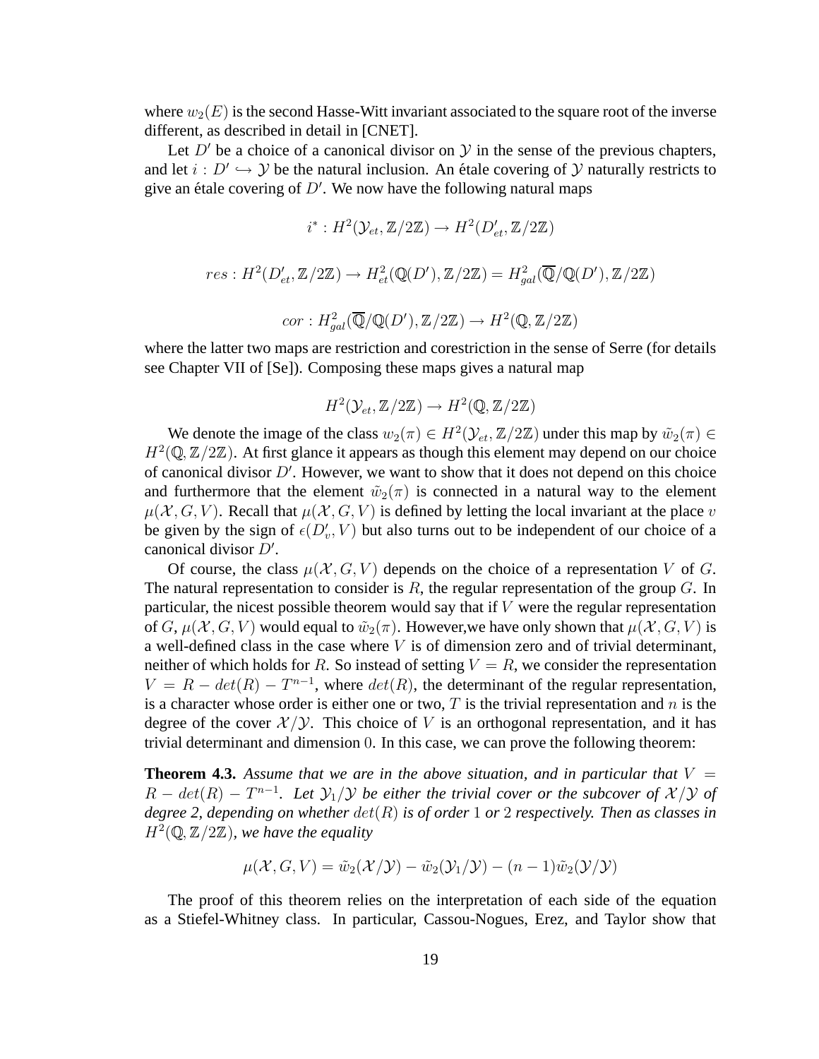where $w_2(E)$ is the second Hasse-Witt invariant associated to the square root of the inverse different, as described in detail in [CNET].

Let $D'$ be a choice of a canonical divisor on $\mathcal{Y}$ in the sense of the previous chapters, and let $i : D' \hookrightarrow \mathcal{Y}$ be the natural inclusion. An étale covering of $\mathcal{Y}$ naturally restricts to give an étale covering of $D'$. We now have the following natural maps

$$i^* : H^2(\mathcal{Y}_{et}, \mathbb{Z}/2\mathbb{Z}) \to H^2(D'_{et}, \mathbb{Z}/2\mathbb{Z})$$

$$res : H^2(D'_{et}, \mathbb{Z}/2\mathbb{Z}) \to H^2_{et}(\mathbb{Q}(D'), \mathbb{Z}/2\mathbb{Z}) = H^2_{gal}(\overline{\mathbb{Q}}/\mathbb{Q}(D'), \mathbb{Z}/2\mathbb{Z})$$

$$cor : H^2_{gal}(\overline{\mathbb{Q}}/\mathbb{Q}(D'), \mathbb{Z}/2\mathbb{Z}) \to H^2(\mathbb{Q}, \mathbb{Z}/2\mathbb{Z})$$

where the latter two maps are restriction and corestriction in the sense of Serre (for details see Chapter VII of [Se]). Composing these maps gives a natural map

$$H^2(\mathcal{Y}_{et}, \mathbb{Z}/2\mathbb{Z}) \to H^2(\mathbb{Q}, \mathbb{Z}/2\mathbb{Z})$$

We denote the image of the class $w_2(\pi) \in H^2(\mathcal{Y}_{et}, \mathbb{Z}/2\mathbb{Z})$ under this map by $\tilde{w}_2(\pi) \in H^2(\mathbb{Q}, \mathbb{Z}/2\mathbb{Z})$. At first glance it appears as though this element may depend on our choice of canonical divisor $D'$. However, we want to show that it does not depend on this choice and furthermore that the element $\tilde{w}_2(\pi)$ is connected in a natural way to the element $\mu(\mathcal{X}, G, V)$. Recall that $\mu(\mathcal{X}, G, V)$ is defined by letting the local invariant at the place $v$ be given by the sign of $\epsilon(D'_v, V)$ but also turns out to be independent of our choice of a canonical divisor $D'$.

Of course, the class $\mu(\mathcal{X}, G, V)$ depends on the choice of a representation $V$ of $G$. The natural representation to consider is $R$, the regular representation of the group $G$. In particular, the nicest possible theorem would say that if $V$ were the regular representation of $G$, $\mu(\mathcal{X}, G, V)$ would equal to $\tilde{w}_2(\pi)$. However,we have only shown that $\mu(\mathcal{X}, G, V)$ is a well-defined class in the case where $V$ is of dimension zero and of trivial determinant, neither of which holds for $R$. So instead of setting $V = R$, we consider the representation $V = R - det(R) - T^{n-1}$, where $det(R)$, the determinant of the regular representation, is a character whose order is either one or two, $T$ is the trivial representation and $n$ is the degree of the cover $\mathcal{X}/\mathcal{Y}$. This choice of $V$ is an orthogonal representation, and it has trivial determinant and dimension $0$. In this case, we can prove the following theorem:

**Theorem 4.3.** *Assume that we are in the above situation, and in particular that $V = R - det(R) - T^{n-1}$. Let $\mathcal{Y}_1/\mathcal{Y}$ be either the trivial cover or the subcover of $\mathcal{X}/\mathcal{Y}$ of degree 2, depending on whether $det(R)$ is of order $1$ or $2$ respectively. Then as classes in $H^2(\mathbb{Q}, \mathbb{Z}/2\mathbb{Z})$, we have the equality*

$$\mu(\mathcal{X}, G, V) = \tilde{w}_2(\mathcal{X}/\mathcal{Y}) - \tilde{w}_2(\mathcal{Y}_1/\mathcal{Y}) - (n-1)\tilde{w}_2(\mathcal{Y}/\mathcal{Y})$$

The proof of this theorem relies on the interpretation of each side of the equation as a Stiefel-Whitney class. In particular, Cassou-Nogues, Erez, and Taylor show that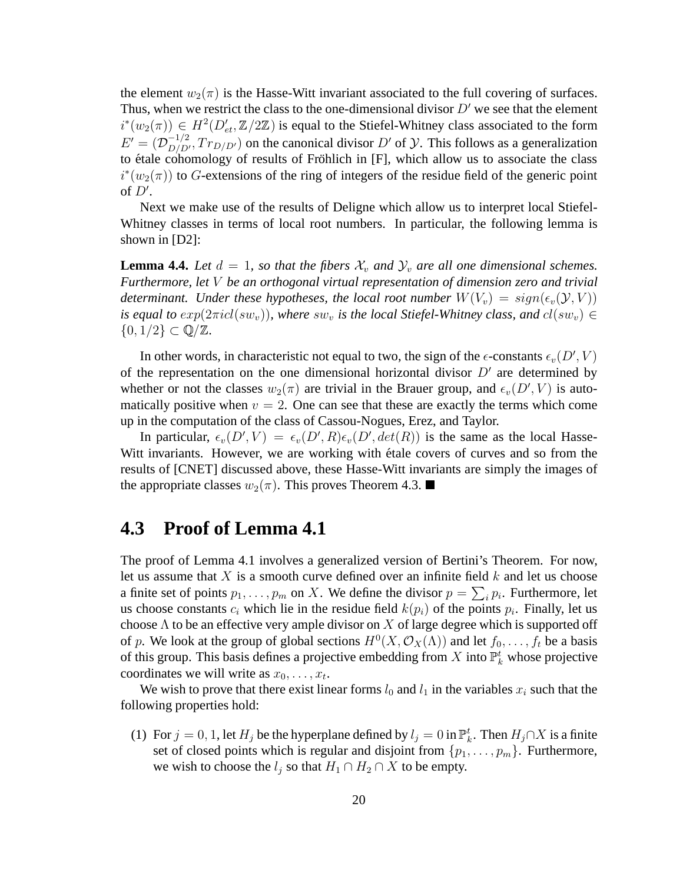the element $w_2(\pi)$ is the Hasse-Witt invariant associated to the full covering of surfaces. Thus, when we restrict the class to the one-dimensional divisor $D'$ we see that the element $i^*(w_2(\pi)) \in H^2(D'_{et}, \mathbb{Z}/2\mathbb{Z})$ is equal to the Stiefel-Whitney class associated to the form $E' = (\mathcal{D}_{D/D'}^{-1/2}, Tr_{D/D'})$ on the canonical divisor $D'$ of $\mathcal{Y}$. This follows as a generalization to étale cohomology of results of Fröhlich in [F], which allow us to associate the class $i^*(w_2(\pi))$ to $G$-extensions of the ring of integers of the residue field of the generic point of $D'$.

Next we make use of the results of Deligne which allow us to interpret local Stiefel-Whitney classes in terms of local root numbers. In particular, the following lemma is shown in [D2]:

**Lemma 4.4.** *Let $d = 1$, so that the fibers $\mathcal{X}_v$ and $\mathcal{Y}_v$ are all one dimensional schemes. Furthermore, let $V$ be an orthogonal virtual representation of dimension zero and trivial determinant. Under these hypotheses, the local root number $W(V_v) = sign(\epsilon_v(\mathcal{Y}, V))$ is equal to $exp(2\pi i cl(sw_v))$, where $sw_v$ is the local Stiefel-Whitney class, and $cl(sw_v) \in \{0, 1/2\} \subset \mathbb{Q}/\mathbb{Z}$.*

In other words, in characteristic not equal to two, the sign of the $\epsilon$-constants $\epsilon_v(D', V)$ of the representation on the one dimensional horizontal divisor $D'$ are determined by whether or not the classes $w_2(\pi)$ are trivial in the Brauer group, and $\epsilon_v(D', V)$ is automatically positive when $v = 2$. One can see that these are exactly the terms which come up in the computation of the class of Cassou-Nogues, Erez, and Taylor.

In particular, $\epsilon_v(D', V) = \epsilon_v(D', R)\epsilon_v(D', det(R))$ is the same as the local Hasse-Witt invariants. However, we are working with étale covers of curves and so from the results of [CNET] discussed above, these Hasse-Witt invariants are simply the images of the appropriate classes $w_2(\pi)$. This proves Theorem 4.3. ■

## 4.3 Proof of Lemma 4.1

The proof of Lemma 4.1 involves a generalized version of Bertini's Theorem. For now, let us assume that $X$ is a smooth curve defined over an infinite field $k$ and let us choose a finite set of points $p_1, \ldots, p_m$ on $X$. We define the divisor $p = \sum_i p_i$. Furthermore, let us choose constants $c_i$ which lie in the residue field $k(p_i)$ of the points $p_i$. Finally, let us choose $\Lambda$ to be an effective very ample divisor on $X$ of large degree which is supported off of $p$. We look at the group of global sections $H^0(X, \mathcal{O}_X(\Lambda))$ and let $f_0, \ldots, f_t$ be a basis of this group. This basis defines a projective embedding from $X$ into $\mathbb{P}_k^t$ whose projective coordinates we will write as $x_0, \ldots, x_t$.

We wish to prove that there exist linear forms $l_0$ and $l_1$ in the variables $x_i$ such that the following properties hold:

(1) For $j = 0, 1$, let $H_j$ be the hyperplane defined by $l_j = 0$ in $\mathbb{P}_k^t$. Then $H_j \cap X$ is a finite set of closed points which is regular and disjoint from $\{p_1, \ldots, p_m\}$. Furthermore, we wish to choose the $l_j$ so that $H_1 \cap H_2 \cap X$ to be empty.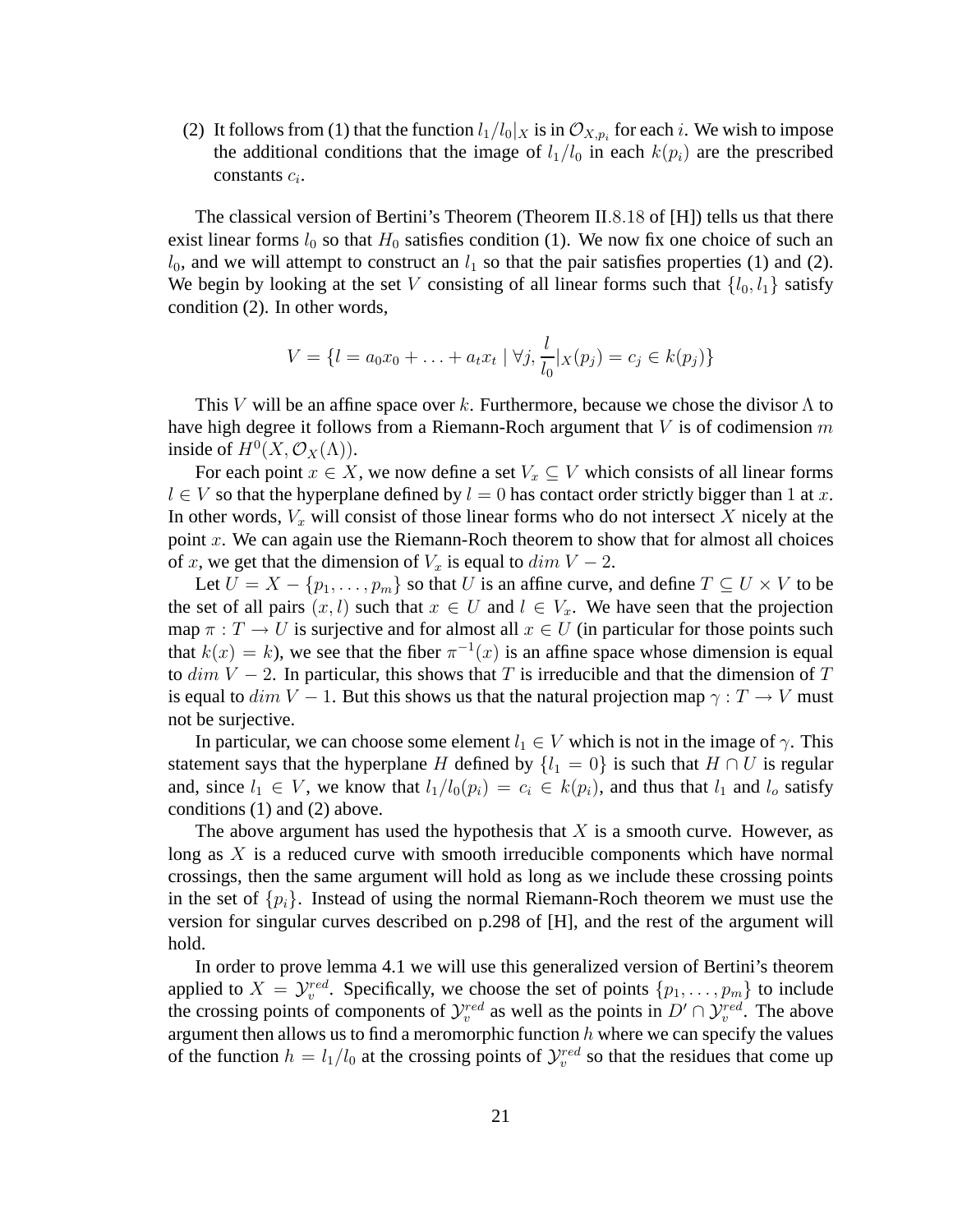(2) It follows from (1) that the function $l_1/l_0|_X$ is in $\mathcal{O}_{X,p_i}$ for each $i$. We wish to impose the additional conditions that the image of $l_1/l_0$ in each $k(p_i)$ are the prescribed constants $c_i$.

The classical version of Bertini's Theorem (Theorem II.8.18 of [H]) tells us that there exist linear forms $l_0$ so that $H_0$ satisfies condition (1). We now fix one choice of such an $l_0$, and we will attempt to construct an $l_1$ so that the pair satisfies properties (1) and (2). We begin by looking at the set $V$ consisting of all linear forms such that $\{l_0, l_1\}$ satisfy condition (2). In other words,

$$V = \{l = a_0 x_0 + \ldots + a_t x_t \mid \forall j, \frac{l}{l_0}|_X(p_j) = c_j \in k(p_j)\}$$

This $V$ will be an affine space over $k$. Furthermore, because we chose the divisor $\Lambda$ to have high degree it follows from a Riemann-Roch argument that $V$ is of codimension $m$ inside of $H^0(X, \mathcal{O}_X(\Lambda))$.

For each point $x \in X$, we now define a set $V_x \subseteq V$ which consists of all linear forms $l \in V$ so that the hyperplane defined by $l = 0$ has contact order strictly bigger than 1 at $x$. In other words, $V_x$ will consist of those linear forms who do not intersect $X$ nicely at the point $x$. We can again use the Riemann-Roch theorem to show that for almost all choices of $x$, we get that the dimension of $V_x$ is equal to $dim\ V - 2$.

Let $U = X - \{p_1, \ldots, p_m\}$ so that $U$ is an affine curve, and define $T \subseteq U \times V$ to be the set of all pairs $(x, l)$ such that $x \in U$ and $l \in V_x$. We have seen that the projection map $\pi : T \to U$ is surjective and for almost all $x \in U$ (in particular for those points such that $k(x) = k$), we see that the fiber $\pi^{-1}(x)$ is an affine space whose dimension is equal to $dim\ V - 2$. In particular, this shows that $T$ is irreducible and that the dimension of $T$ is equal to $dim\ V - 1$. But this shows us that the natural projection map $\gamma : T \to V$ must not be surjective.

In particular, we can choose some element $l_1 \in V$ which is not in the image of $\gamma$. This statement says that the hyperplane $H$ defined by $\{l_1 = 0\}$ is such that $H \cap U$ is regular and, since $l_1 \in V$, we know that $l_1/l_0(p_i) = c_i \in k(p_i)$, and thus that $l_1$ and $l_o$ satisfy conditions (1) and (2) above.

The above argument has used the hypothesis that $X$ is a smooth curve. However, as long as $X$ is a reduced curve with smooth irreducible components which have normal crossings, then the same argument will hold as long as we include these crossing points in the set of $\{p_i\}$. Instead of using the normal Riemann-Roch theorem we must use the version for singular curves described on p.298 of [H], and the rest of the argument will hold.

In order to prove lemma 4.1 we will use this generalized version of Bertini's theorem applied to $X = \mathcal{Y}_v^{red}$. Specifically, we choose the set of points $\{p_1, \ldots, p_m\}$ to include the crossing points of components of $\mathcal{Y}_v^{red}$ as well as the points in $D' \cap \mathcal{Y}_v^{red}$. The above argument then allows us to find a meromorphic function $h$ where we can specify the values of the function $h = l_1/l_0$ at the crossing points of $\mathcal{Y}_v^{red}$ so that the residues that come up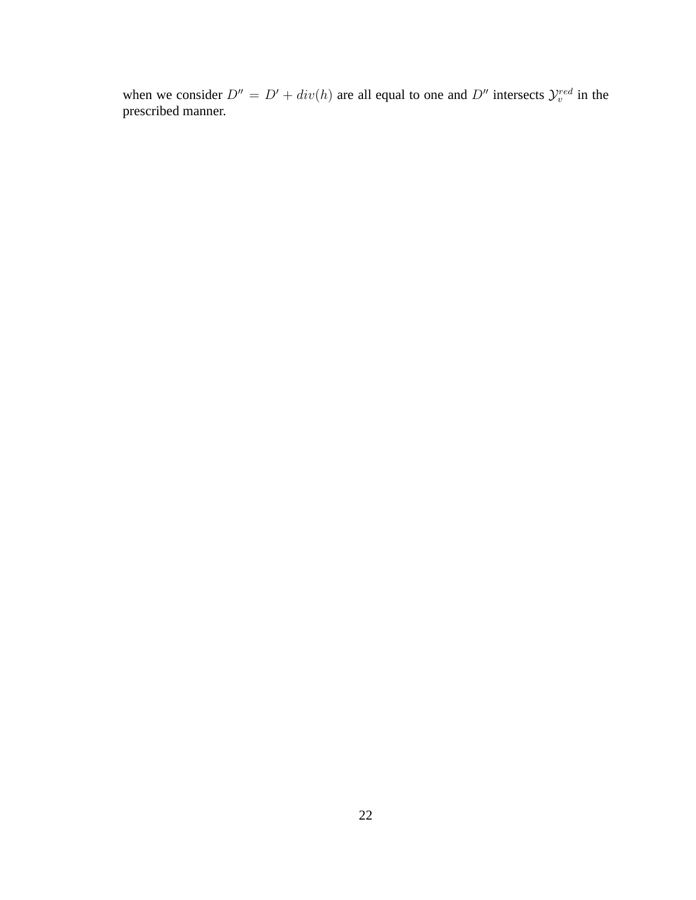when we consider $D'' = D' + div(h)$ are all equal to one and $D''$ intersects $\mathcal{Y}_v^{red}$ in the prescribed manner.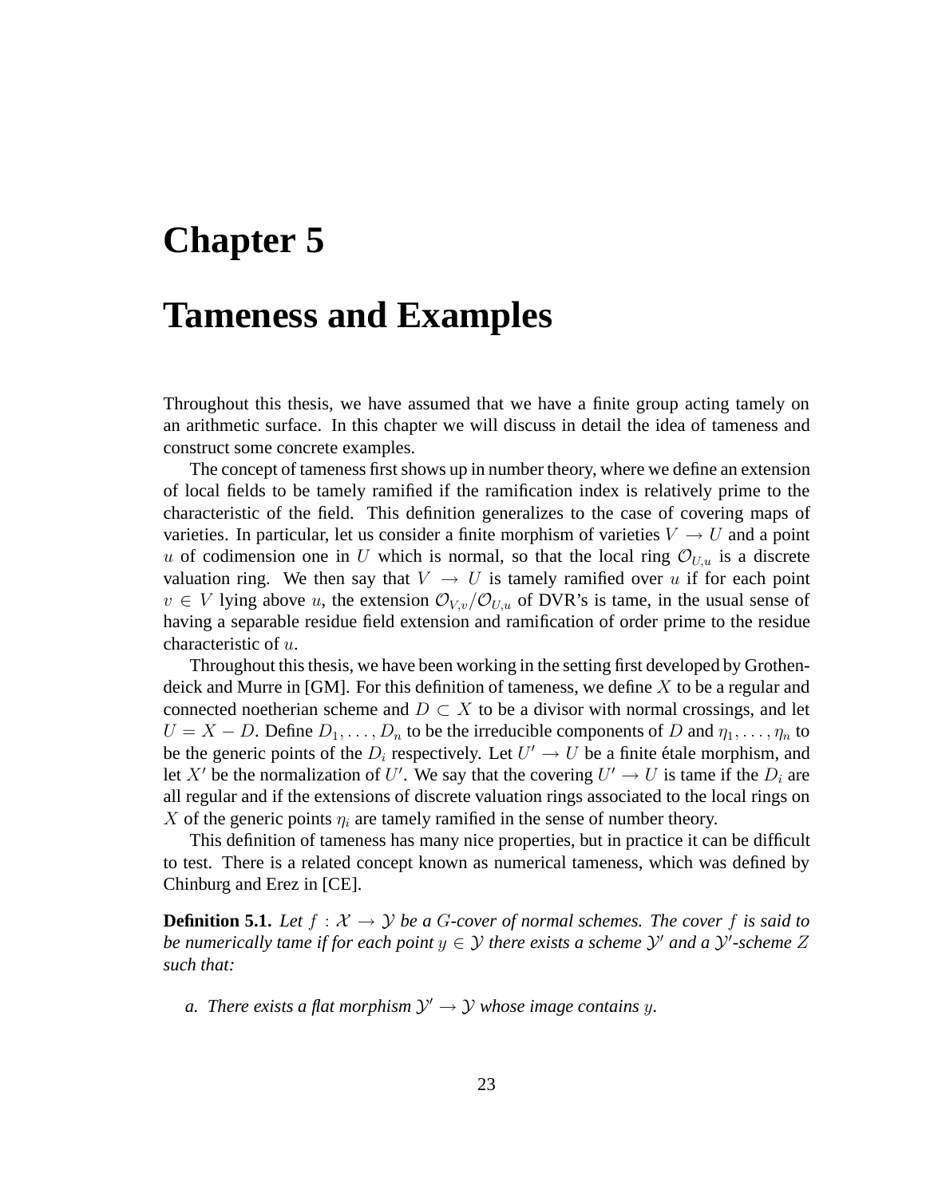# Chapter 5

# Tameness and Examples

Throughout this thesis, we have assumed that we have a finite group acting tamely on an arithmetic surface. In this chapter we will discuss in detail the idea of tameness and construct some concrete examples.

The concept of tameness first shows up in number theory, where we define an extension of local fields to be tamely ramified if the ramification index is relatively prime to the characteristic of the field. This definition generalizes to the case of covering maps of varieties. In particular, let us consider a finite morphism of varieties $V \to U$ and a point $u$ of codimension one in $U$ which is normal, so that the local ring $\mathcal{O}_{U,u}$ is a discrete valuation ring. We then say that $V \to U$ is tamely ramified over $u$ if for each point $v \in V$ lying above $u$, the extension $\mathcal{O}_{V,v}/\mathcal{O}_{U,u}$ of DVR's is tame, in the usual sense of having a separable residue field extension and ramification of order prime to the residue characteristic of $u$.

Throughout this thesis, we have been working in the setting first developed by Grothendeick and Murre in [GM]. For this definition of tameness, we define $X$ to be a regular and connected noetherian scheme and $D \subset X$ to be a divisor with normal crossings, and let $U = X - D$. Define $D_1, \ldots, D_n$ to be the irreducible components of $D$ and $\eta_1, \ldots, \eta_n$ to be the generic points of the $D_i$ respectively. Let $U' \to U$ be a finite étale morphism, and let $X'$ be the normalization of $U'$. We say that the covering $U' \to U$ is tame if the $D_i$ are all regular and if the extensions of discrete valuation rings associated to the local rings on $X$ of the generic points $\eta_i$ are tamely ramified in the sense of number theory.

This definition of tameness has many nice properties, but in practice it can be difficult to test. There is a related concept known as numerical tameness, which was defined by Chinburg and Erez in [CE].

**Definition 5.1.** *Let $f : \mathcal{X} \to \mathcal{Y}$ be a $G$-cover of normal schemes. The cover $f$ is said to be numerically tame if for each point $y \in \mathcal{Y}$ there exists a scheme $\mathcal{Y}'$ and a $\mathcal{Y}'$-scheme $Z$ such that:*

*a. There exists a flat morphism $\mathcal{Y}' \to \mathcal{Y}$ whose image contains $y$.*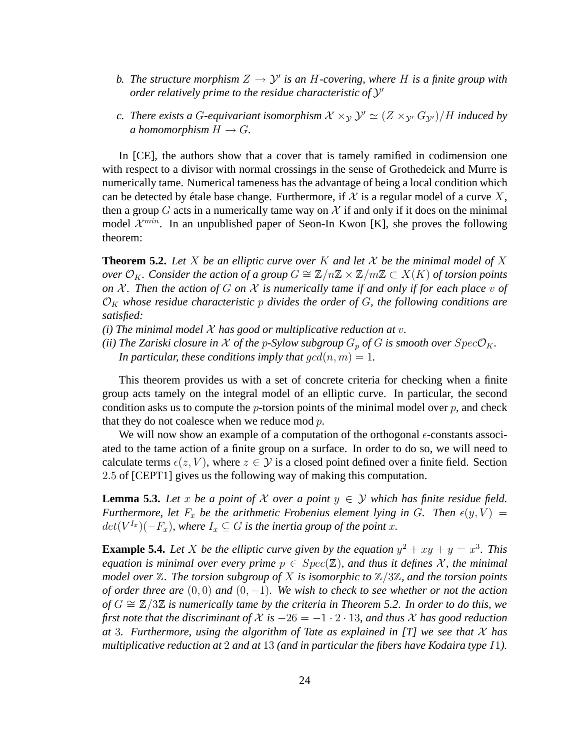*b. The structure morphism $Z \to \mathcal{Y}'$ is an $H$-covering, where $H$ is a finite group with order relatively prime to the residue characteristic of $\mathcal{Y}'$*

*c. There exists a $G$-equivariant isomorphism $\mathcal{X} \times_{\mathcal{Y}} \mathcal{Y}' \simeq (Z \times_{\mathcal{Y}'} G_{\mathcal{Y}'})/H$ induced by a homomorphism $H \to G$.*

In [CE], the authors show that a cover that is tamely ramified in codimension one with respect to a divisor with normal crossings in the sense of Grothedeick and Murre is numerically tame. Numerical tameness has the advantage of being a local condition which can be detected by étale base change. Furthermore, if $\mathcal{X}$ is a regular model of a curve $X$, then a group $G$ acts in a numerically tame way on $\mathcal{X}$ if and only if it does on the minimal model $\mathcal{X}^{min}$. In an unpublished paper of Seon-In Kwon [K], she proves the following theorem:

**Theorem 5.2.** *Let $X$ be an elliptic curve over $K$ and let $\mathcal{X}$ be the minimal model of $X$ over $\mathcal{O}_K$. Consider the action of a group $G \cong \mathbb{Z}/n\mathbb{Z} \times \mathbb{Z}/m\mathbb{Z} \subset X(K)$ of torsion points on $\mathcal{X}$. Then the action of $G$ on $\mathcal{X}$ is numerically tame if and only if for each place $v$ of $\mathcal{O}_K$ whose residue characteristic $p$ divides the order of $G$, the following conditions are satisfied:*
*(i) The minimal model $\mathcal{X}$ has good or multiplicative reduction at $v$.*
*(ii) The Zariski closure in $\mathcal{X}$ of the $p$-Sylow subgroup $G_p$ of $G$ is smooth over $Spec\mathcal{O}_K$. In particular, these conditions imply that $gcd(n, m) = 1$.*

This theorem provides us with a set of concrete criteria for checking when a finite group acts tamely on the integral model of an elliptic curve. In particular, the second condition asks us to compute the $p$-torsion points of the minimal model over $p$, and check that they do not coalesce when we reduce mod $p$.

We will now show an example of a computation of the orthogonal $\epsilon$-constants associated to the tame action of a finite group on a surface. In order to do so, we will need to calculate terms $\epsilon(z, V)$, where $z \in \mathcal{Y}$ is a closed point defined over a finite field. Section 2.5 of [CEPT1] gives us the following way of making this computation.

**Lemma 5.3.** *Let $x$ be a point of $\mathcal{X}$ over a point $y \in \mathcal{Y}$ which has finite residue field. Furthermore, let $F_x$ be the arithmetic Frobenius element lying in $G$. Then $\epsilon(y, V) = det(V^{I_x})(-F_x)$, where $I_x \subseteq G$ is the inertia group of the point $x$.*

**Example 5.4.** *Let $X$ be the elliptic curve given by the equation $y^2 + xy + y = x^3$. This equation is minimal over every prime $p \in Spec(\mathbb{Z})$, and thus it defines $\mathcal{X}$, the minimal model over $\mathbb{Z}$. The torsion subgroup of $X$ is isomorphic to $\mathbb{Z}/3\mathbb{Z}$, and the torsion points of order three are $(0, 0)$ and $(0, -1)$. We wish to check to see whether or not the action of $G \cong \mathbb{Z}/3\mathbb{Z}$ is numerically tame by the criteria in Theorem 5.2. In order to do this, we first note that the discriminant of $\mathcal{X}$ is $-26 = -1 \cdot 2 \cdot 13$, and thus $\mathcal{X}$ has good reduction at 3. Furthermore, using the algorithm of Tate as explained in [T] we see that $\mathcal{X}$ has multiplicative reduction at 2 and at 13 (and in particular the fibers have Kodaira type $I1$).*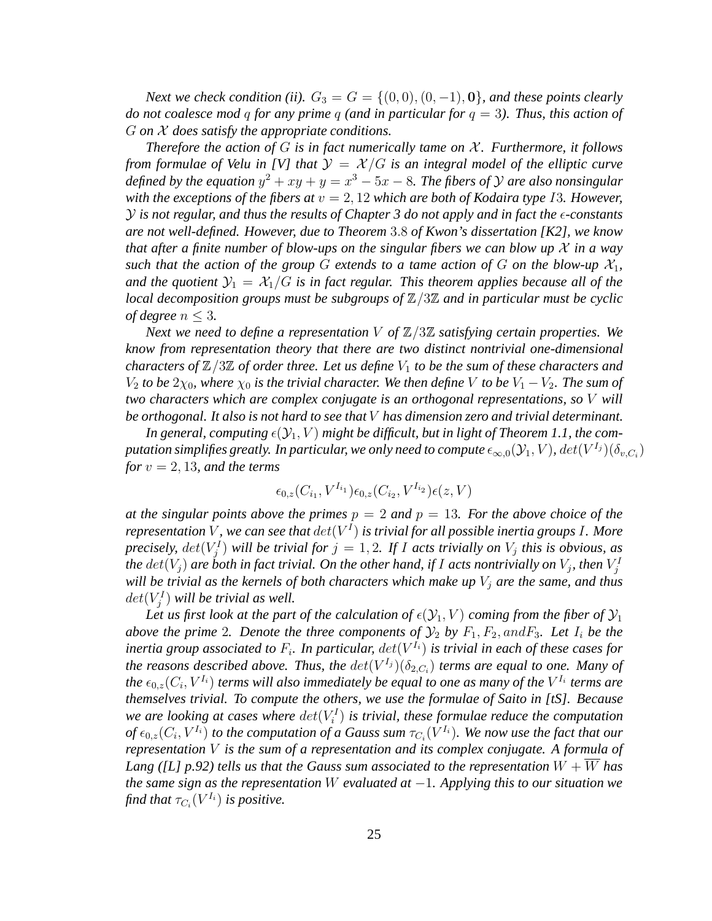*Next we check condition (ii). $G_3 = G = \{(0,0), (0,-1), \mathbf{0}\}$, and these points clearly do not coalesce mod $q$ for any prime $q$ (and in particular for $q = 3$). Thus, this action of $G$ on $\mathcal{X}$ does satisfy the appropriate conditions.*

*Therefore the action of $G$ is in fact numerically tame on $\mathcal{X}$. Furthermore, it follows from formulae of Velu in [V] that $\mathcal{Y} = \mathcal{X}/G$ is an integral model of the elliptic curve defined by the equation $y^2 + xy + y = x^3 - 5x - 8$. The fibers of $\mathcal{Y}$ are also nonsingular with the exceptions of the fibers at $v = 2, 12$ which are both of Kodaira type $I3$. However, $\mathcal{Y}$ is not regular, and thus the results of Chapter 3 do not apply and in fact the $\epsilon$-constants are not well-defined. However, due to Theorem $3.8$ of Kwon's dissertation [K2], we know that after a finite number of blow-ups on the singular fibers we can blow up $\mathcal{X}$ in a way such that the action of the group $G$ extends to a tame action of $G$ on the blow-up $\mathcal{X}_1$, and the quotient $\mathcal{Y}_1 = \mathcal{X}_1/G$ is in fact regular. This theorem applies because all of the local decomposition groups must be subgroups of $\mathbb{Z}/3\mathbb{Z}$ and in particular must be cyclic of degree $n \leq 3$.*

*Next we need to define a representation $V$ of $\mathbb{Z}/3\mathbb{Z}$ satisfying certain properties. We know from representation theory that there are two distinct nontrivial one-dimensional characters of $\mathbb{Z}/3\mathbb{Z}$ of order three. Let us define $V_1$ to be the sum of these characters and $V_2$ to be $2\chi_0$, where $\chi_0$ is the trivial character. We then define $V$ to be $V_1 - V_2$. The sum of two characters which are complex conjugate is an orthogonal representations, so $V$ will be orthogonal. It also is not hard to see that $V$ has dimension zero and trivial determinant.*

*In general, computing $\epsilon(\mathcal{Y}_1, V)$ might be difficult, but in light of Theorem 1.1, the computation simplifies greatly. In particular, we only need to compute $\epsilon_{\infty,0}(\mathcal{Y}_1, V)$, $det(V^{I_j})(\delta_{v,C_i})$ for $v = 2, 13$, and the terms*

$$\epsilon_{0,z}(C_{i_1}, V^{I_{i_1}})\epsilon_{0,z}(C_{i_2}, V^{I_{i_2}})\epsilon(z, V)$$

*at the singular points above the primes $p = 2$ and $p = 13$. For the above choice of the representation $V$, we can see that $det(V^I)$ is trivial for all possible inertia groups $I$. More precisely, $det(V_j^I)$ will be trivial for $j = 1, 2$. If $I$ acts trivially on $V_j$ this is obvious, as the $det(V_j)$ are both in fact trivial. On the other hand, if $I$ acts nontrivially on $V_j$, then $V_j^I$ will be trivial as the kernels of both characters which make up $V_j$ are the same, and thus $det(V_j^I)$ will be trivial as well.*

*Let us first look at the part of the calculation of $\epsilon(\mathcal{Y}_1, V)$ coming from the fiber of $\mathcal{Y}_1$ above the prime $2$. Denote the three components of $\mathcal{Y}_2$ by $F_1, F_2, and F_3$. Let $I_i$ be the inertia group associated to $F_i$. In particular, $det(V^{I_i})$ is trivial in each of these cases for the reasons described above. Thus, the $det(V^{I_j})(\delta_{2,C_i})$ terms are equal to one. Many of the $\epsilon_{0,z}(C_i, V^{I_i})$ terms will also immediately be equal to one as many of the $V^{I_i}$ terms are themselves trivial. To compute the others, we use the formulae of Saito in [tS]. Because we are looking at cases where $det(V_i^I)$ is trivial, these formulae reduce the computation of $\epsilon_{0,z}(C_i, V^{I_i})$ to the computation of a Gauss sum $\tau_{C_i}(V^{I_i})$. We now use the fact that our representation $V$ is the sum of a representation and its complex conjugate. A formula of Lang ([L] p.92) tells us that the Gauss sum associated to the representation $W + \overline{W}$ has the same sign as the representation $W$ evaluated at $-1$. Applying this to our situation we find that $\tau_{C_i}(V^{I_i})$ is positive.*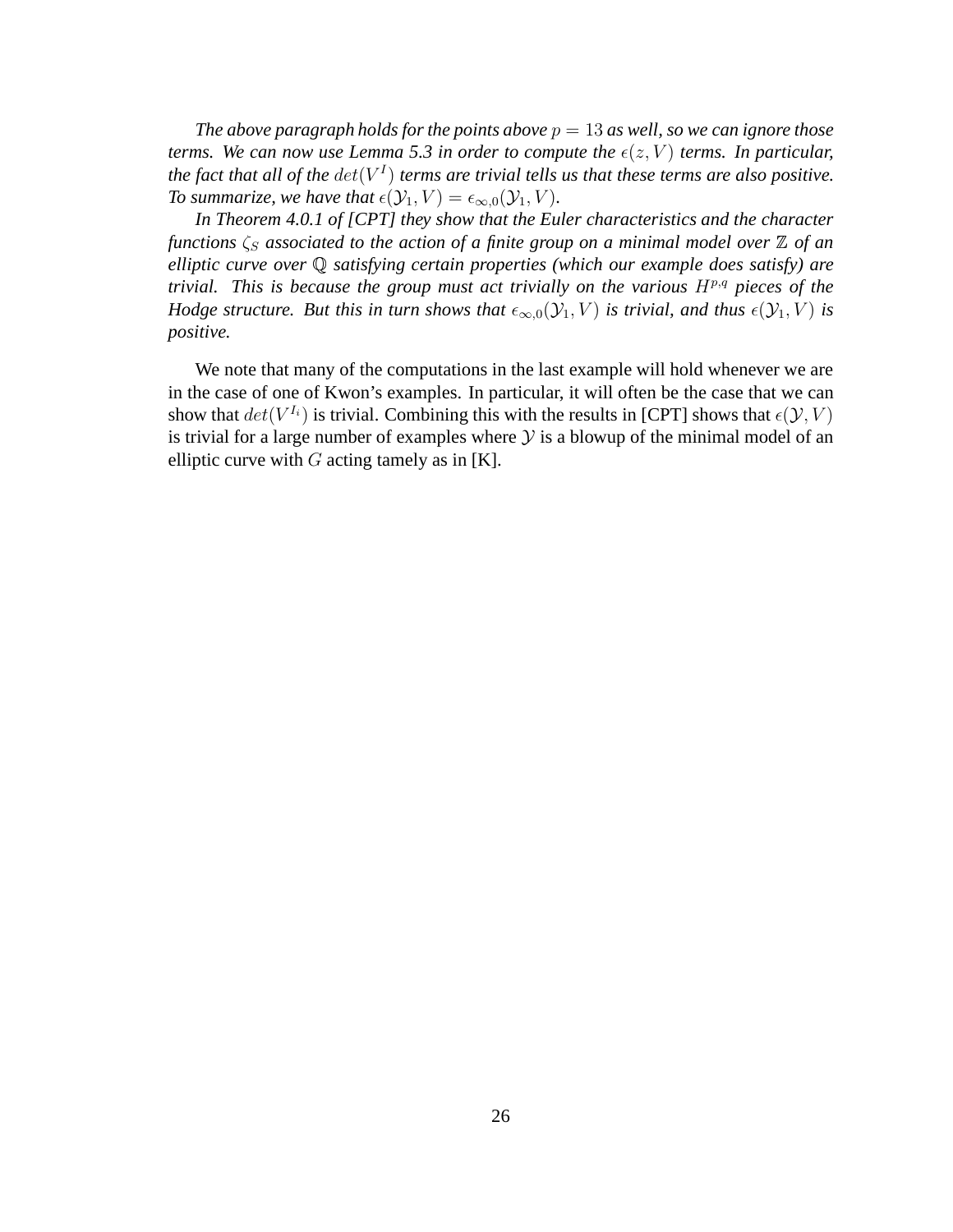*The above paragraph holds for the points above $p = 13$ as well, so we can ignore those terms. We can now use Lemma 5.3 in order to compute the $\epsilon(z, V)$ terms. In particular, the fact that all of the $det(V^I)$ terms are trivial tells us that these terms are also positive. To summarize, we have that $\epsilon(\mathcal{Y}_1, V) = \epsilon_{\infty,0}(\mathcal{Y}_1, V)$.*

*In Theorem 4.0.1 of [CPT] they show that the Euler characteristics and the character functions $\zeta_S$ associated to the action of a finite group on a minimal model over $\mathbb{Z}$ of an elliptic curve over $\mathbb{Q}$ satisfying certain properties (which our example does satisfy) are trivial. This is because the group must act trivially on the various $H^{p,q}$ pieces of the Hodge structure. But this in turn shows that $\epsilon_{\infty,0}(\mathcal{Y}_1, V)$ is trivial, and thus $\epsilon(\mathcal{Y}_1, V)$ is positive.*

We note that many of the computations in the last example will hold whenever we are in the case of one of Kwon's examples. In particular, it will often be the case that we can show that $det(V^{I_i})$ is trivial. Combining this with the results in [CPT] shows that $\epsilon(\mathcal{Y}, V)$ is trivial for a large number of examples where $\mathcal{Y}$ is a blowup of the minimal model of an elliptic curve with $G$ acting tamely as in [K].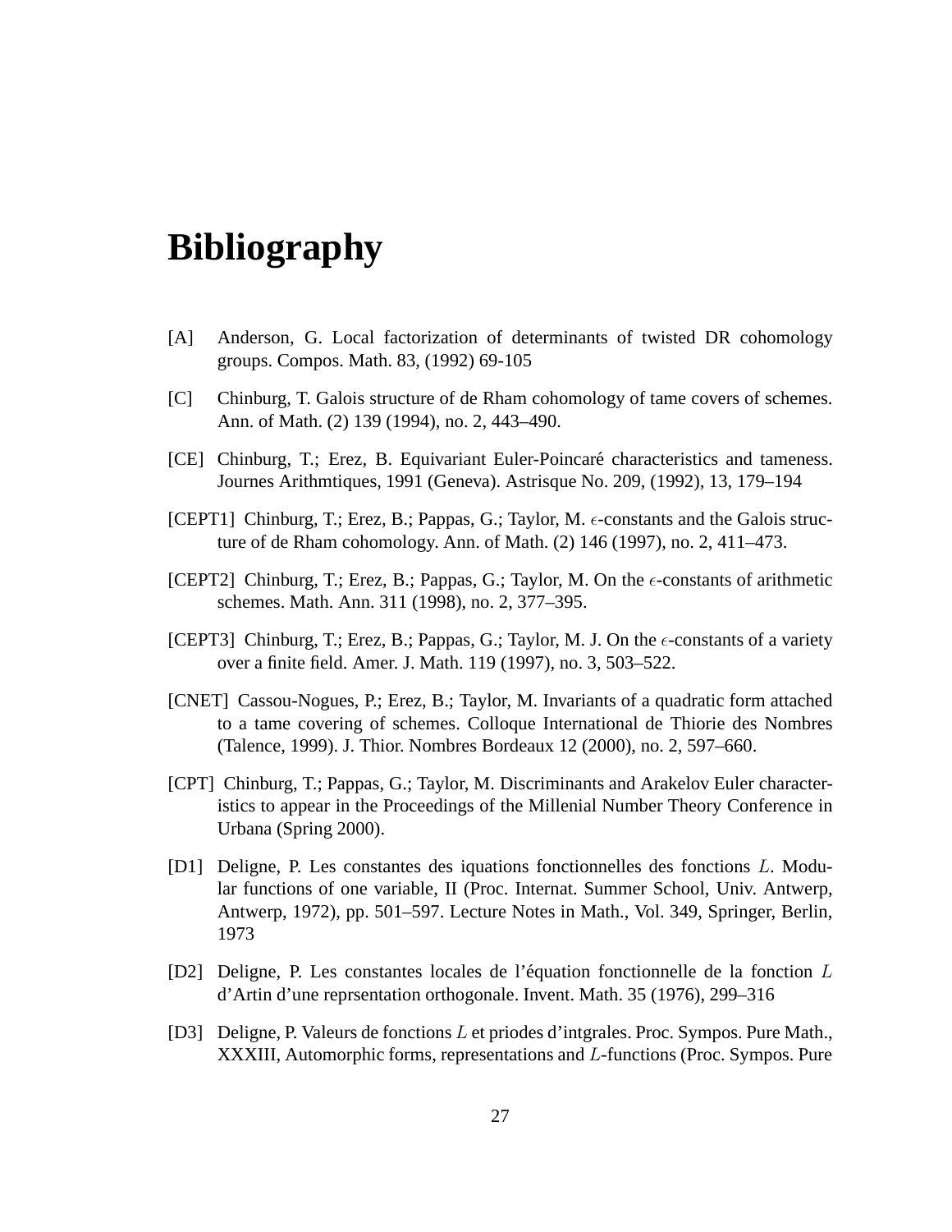# Bibliography

[A] Anderson, G. Local factorization of determinants of twisted DR cohomology groups. Compos. Math. 83, (1992) 69-105

[C] Chinburg, T. Galois structure of de Rham cohomology of tame covers of schemes. Ann. of Math. (2) 139 (1994), no. 2, 443–490.

[CE] Chinburg, T.; Erez, B. Equivariant Euler-Poincaré characteristics and tameness. Journes Arithmtiques, 1991 (Geneva). Astrisque No. 209, (1992), 13, 179–194

[CEPT1] Chinburg, T.; Erez, B.; Pappas, G.; Taylor, M. $\epsilon$-constants and the Galois structure of de Rham cohomology. Ann. of Math. (2) 146 (1997), no. 2, 411–473.

[CEPT2] Chinburg, T.; Erez, B.; Pappas, G.; Taylor, M. On the $\epsilon$-constants of arithmetic schemes. Math. Ann. 311 (1998), no. 2, 377–395.

[CEPT3] Chinburg, T.; Erez, B.; Pappas, G.; Taylor, M. J. On the $\epsilon$-constants of a variety over a finite field. Amer. J. Math. 119 (1997), no. 3, 503–522.

[CNET] Cassou-Nogues, P.; Erez, B.; Taylor, M. Invariants of a quadratic form attached to a tame covering of schemes. Colloque International de Thiorie des Nombres (Talence, 1999). J. Thior. Nombres Bordeaux 12 (2000), no. 2, 597–660.

[CPT] Chinburg, T.; Pappas, G.; Taylor, M. Discriminants and Arakelov Euler characteristics to appear in the Proceedings of the Millenial Number Theory Conference in Urbana (Spring 2000).

[D1] Deligne, P. Les constantes des iquations fonctionnelles des fonctions $L$. Modular functions of one variable, II (Proc. Internat. Summer School, Univ. Antwerp, Antwerp, 1972), pp. 501–597. Lecture Notes in Math., Vol. 349, Springer, Berlin, 1973

[D2] Deligne, P. Les constantes locales de l'équation fonctionnelle de la fonction $L$ d'Artin d'une reprsentation orthogonale. Invent. Math. 35 (1976), 299–316

[D3] Deligne, P. Valeurs de fonctions $L$ et priodes d'intgrales. Proc. Sympos. Pure Math., XXXIII, Automorphic forms, representations and $L$-functions (Proc. Sympos. Pure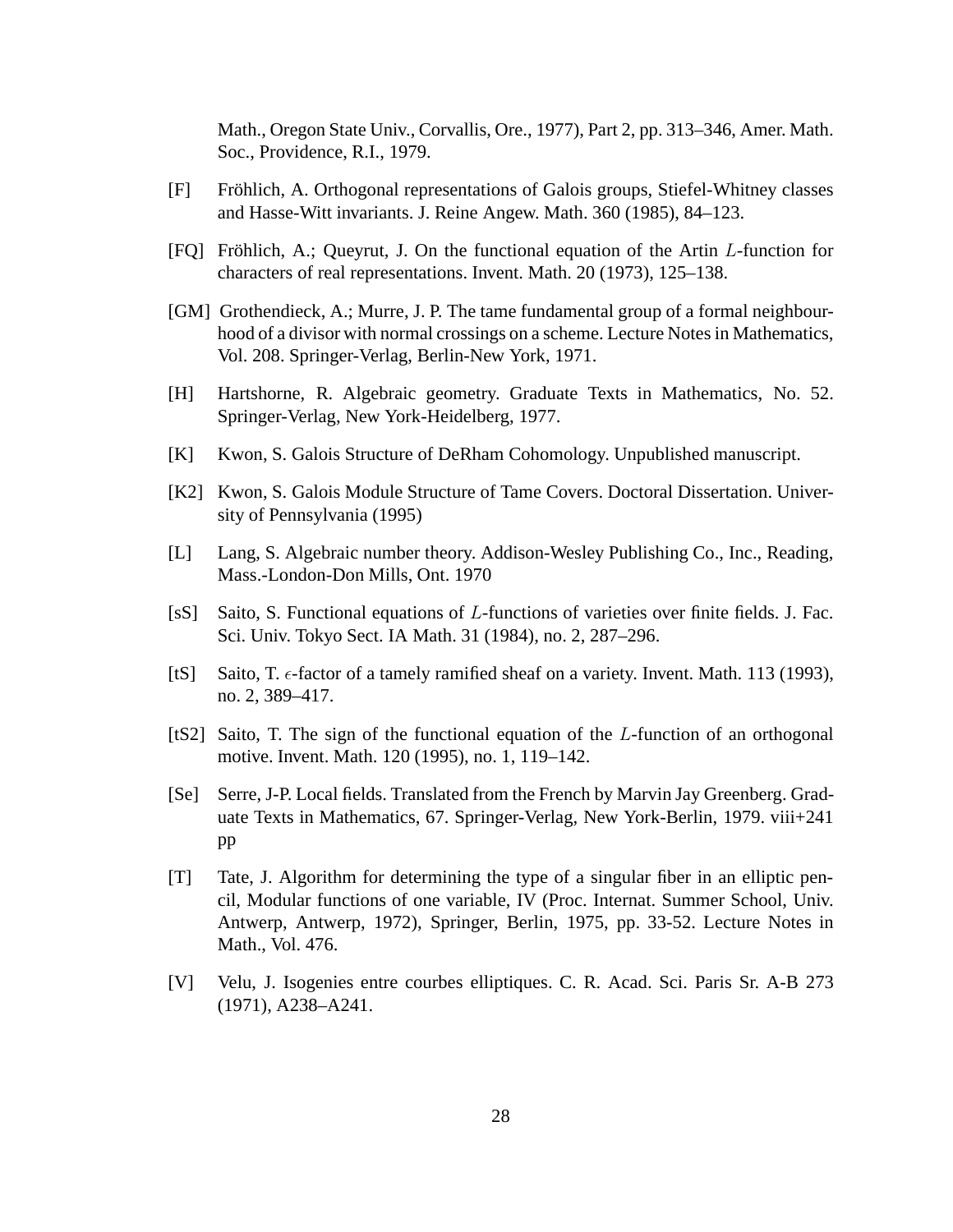Math., Oregon State Univ., Corvallis, Ore., 1977), Part 2, pp. 313–346, Amer. Math. Soc., Providence, R.I., 1979.

[F] Fröhlich, A. Orthogonal representations of Galois groups, Stiefel-Whitney classes and Hasse-Witt invariants. J. Reine Angew. Math. 360 (1985), 84–123.

[FQ] Fröhlich, A.; Queyrut, J. On the functional equation of the Artin $L$-function for characters of real representations. Invent. Math. 20 (1973), 125–138.

[GM] Grothendieck, A.; Murre, J. P. The tame fundamental group of a formal neighbourhood of a divisor with normal crossings on a scheme. Lecture Notes in Mathematics, Vol. 208. Springer-Verlag, Berlin-New York, 1971.

[H] Hartshorne, R. Algebraic geometry. Graduate Texts in Mathematics, No. 52. Springer-Verlag, New York-Heidelberg, 1977.

[K] Kwon, S. Galois Structure of DeRham Cohomology. Unpublished manuscript.

[K2] Kwon, S. Galois Module Structure of Tame Covers. Doctoral Dissertation. University of Pennsylvania (1995)

[L] Lang, S. Algebraic number theory. Addison-Wesley Publishing Co., Inc., Reading, Mass.-London-Don Mills, Ont. 1970

[sS] Saito, S. Functional equations of $L$-functions of varieties over finite fields. J. Fac. Sci. Univ. Tokyo Sect. IA Math. 31 (1984), no. 2, 287–296.

[tS] Saito, T. $\epsilon$-factor of a tamely ramified sheaf on a variety. Invent. Math. 113 (1993), no. 2, 389–417.

[tS2] Saito, T. The sign of the functional equation of the $L$-function of an orthogonal motive. Invent. Math. 120 (1995), no. 1, 119–142.

[Se] Serre, J-P. Local fields. Translated from the French by Marvin Jay Greenberg. Graduate Texts in Mathematics, 67. Springer-Verlag, New York-Berlin, 1979. viii+241 pp

[T] Tate, J. Algorithm for determining the type of a singular fiber in an elliptic pencil, Modular functions of one variable, IV (Proc. Internat. Summer School, Univ. Antwerp, Antwerp, 1972), Springer, Berlin, 1975, pp. 33-52. Lecture Notes in Math., Vol. 476.

[V] Velu, J. Isogenies entre courbes elliptiques. C. R. Acad. Sci. Paris Sr. A-B 273 (1971), A238–A241.